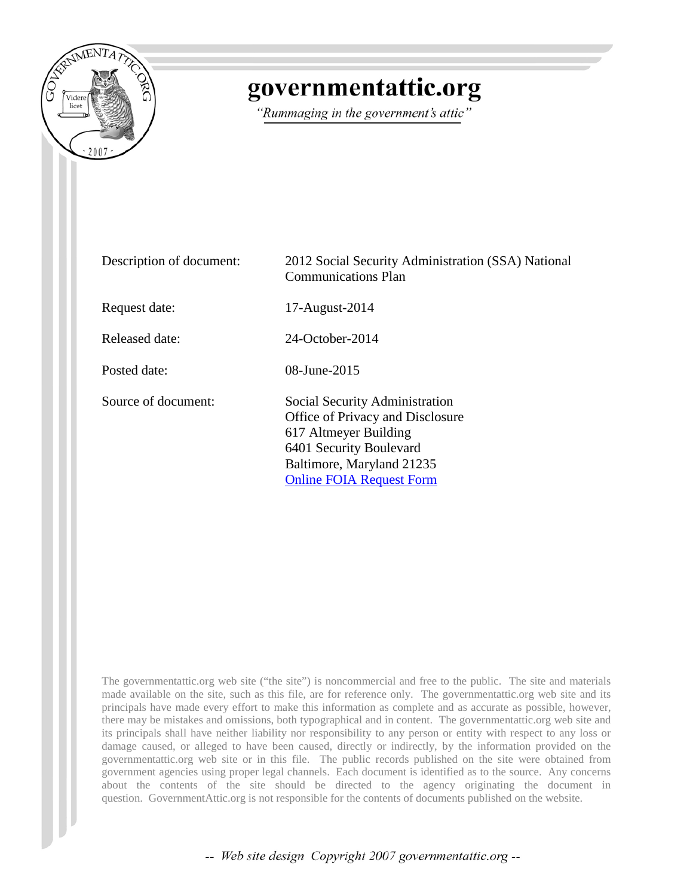# governmentattic.org

*"Rummaging in the government's attic"*

| | |
|---|---|
| Description of document: | 2012 Social Security Administration (SSA) National Communications Plan |
| Request date: | 17-August-2014 |
| Released date: | 24-October-2014 |
| Posted date: | 08-June-2015 |
| Source of document: | Social Security Administration<br>Office of Privacy and Disclosure<br>617 Altmeyer Building<br>6401 Security Boulevard<br>Baltimore, Maryland 21235<br>Online FOIA Request Form |

The governmentattic.org web site ("the site") is noncommercial and free to the public. The site and materials made available on the site, such as this file, are for reference only. The governmentattic.org web site and its principals have made every effort to make this information as complete and as accurate as possible, however, there may be mistakes and omissions, both typographical and in content. The governmentattic.org web site and its principals shall have neither liability nor responsibility to any person or entity with respect to any loss or damage caused, or alleged to have been caused, directly or indirectly, by the information provided on the governmentattic.org web site or in this file. The public records published on the site were obtained from government agencies using proper legal channels. Each document is identified as to the source. Any concerns about the contents of the site should be directed to the agency originating the document in question. GovernmentAttic.org is not responsible for the contents of documents published on the website.

-- Web site design Copyright 2007 governmentattic.org --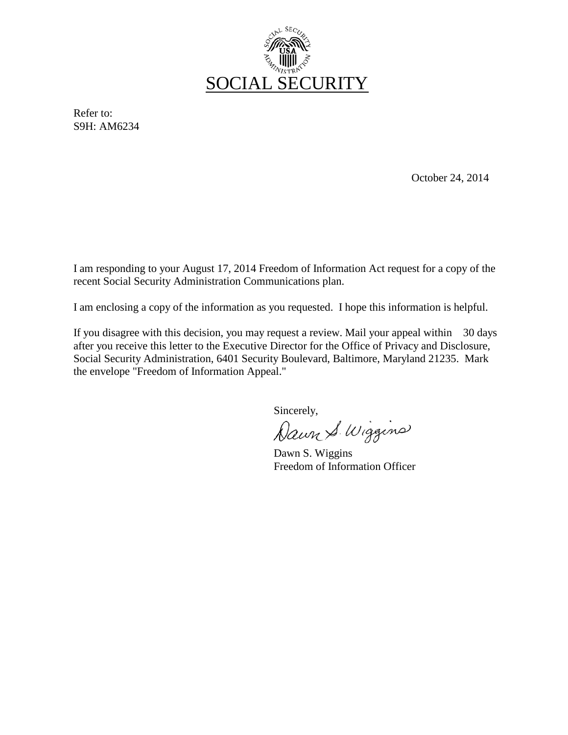# SOCIAL SECURITY

Refer to:
S9H: AM6234

October 24, 2014

I am responding to your August 17, 2014 Freedom of Information Act request for a copy of the recent Social Security Administration Communications plan.

I am enclosing a copy of the information as you requested. I hope this information is helpful.

If you disagree with this decision, you may request a review. Mail your appeal within 30 days after you receive this letter to the Executive Director for the Office of Privacy and Disclosure, Social Security Administration, 6401 Security Boulevard, Baltimore, Maryland 21235. Mark the envelope "Freedom of Information Appeal."

Sincerely,

Dawn S. Wiggins

Dawn S. Wiggins
Freedom of Information Officer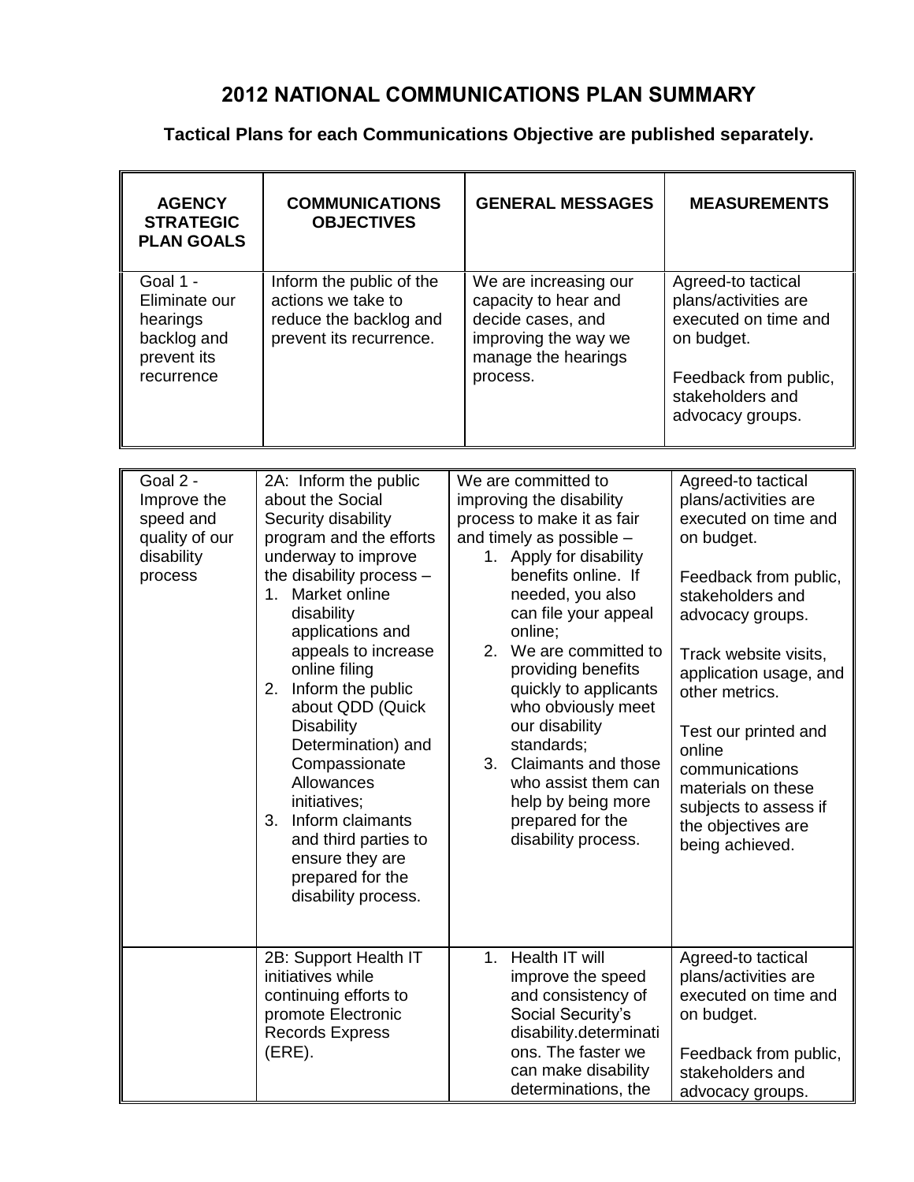# 2012 NATIONAL COMMUNICATIONS PLAN SUMMARY

**Tactical Plans for each Communications Objective are published separately.**

| AGENCY STRATEGIC PLAN GOALS | COMMUNICATIONS OBJECTIVES | GENERAL MESSAGES | MEASUREMENTS |
|---|---|---|---|
| Goal 1 - Eliminate our hearings backlog and prevent its recurrence | Inform the public of the actions we take to reduce the backlog and prevent its recurrence. | We are increasing our capacity to hear and decide cases, and improving the way we manage the hearings process. | Agreed-to tactical plans/activities are executed on time and on budget.<br><br>Feedback from public, stakeholders and advocacy groups. |
| Goal 2 - Improve the speed and quality of our disability process | 2A: Inform the public about the Social Security disability program and the efforts underway to improve the disability process –<br>1. Market online disability applications and appeals to increase online filing<br>2. Inform the public about QDD (Quick Disability Determination) and Compassionate Allowances initiatives;<br>3. Inform claimants and third parties to ensure they are prepared for the disability process. | We are committed to improving the disability process to make it as fair and timely as possible –<br>1. Apply for disability benefits online. If needed, you also can file your appeal online;<br>2. We are committed to providing benefits quickly to applicants who obviously meet our disability standards;<br>3. Claimants and those who assist them can help by being more prepared for the disability process. | Agreed-to tactical plans/activities are executed on time and on budget.<br><br>Feedback from public, stakeholders and advocacy groups.<br><br>Track website visits, application usage, and other metrics.<br><br>Test our printed and online communications materials on these subjects to assess if the objectives are being achieved. |
| | 2B: Support Health IT initiatives while continuing efforts to promote Electronic Records Express (ERE). | 1. Health IT will improve the speed and consistency of Social Security's disability.determinations. The faster we can make disability determinations, the | Agreed-to tactical plans/activities are executed on time and on budget.<br><br>Feedback from public, stakeholders and advocacy groups. |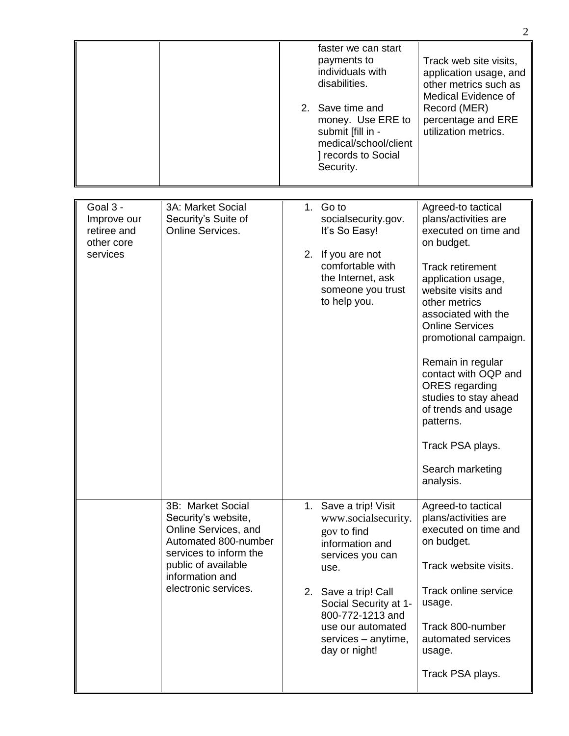| | | | |
|---|---|---|---|
| | | faster we can start payments to individuals with disabilities.<br><br>2. Save time and money. Use ERE to submit [fill in - medical/school/client ] records to Social Security. | Track web site visits, application usage, and other metrics such as Medical Evidence of Record (MER) percentage and ERE utilization metrics. |

| | | | |
|---|---|---|---|
| Goal 3 - Improve our retiree and other core services | 3A: Market Social Security's Suite of Online Services. | 1. Go to socialsecurity.gov. It's So Easy!<br><br>2. If you are not comfortable with the Internet, ask someone you trust to help you. | Agreed-to tactical plans/activities are executed on time and on budget.<br><br>Track retirement application usage, website visits and other metrics associated with the Online Services promotional campaign.<br><br>Remain in regular contact with OQP and ORES regarding studies to stay ahead of trends and usage patterns.<br><br>Track PSA plays.<br><br>Search marketing analysis. |
| | 3B: Market Social Security's website, Online Services, and Automated 800-number services to inform the public of available information and electronic services. | 1. Save a trip! Visit www.socialsecurity.gov to find information and services you can use.<br><br>2. Save a trip! Call Social Security at 1-800-772-1213 and use our automated services – anytime, day or night! | Agreed-to tactical plans/activities are executed on time and on budget.<br><br>Track website visits.<br><br>Track online service usage.<br><br>Track 800-number automated services usage.<br><br>Track PSA plays. |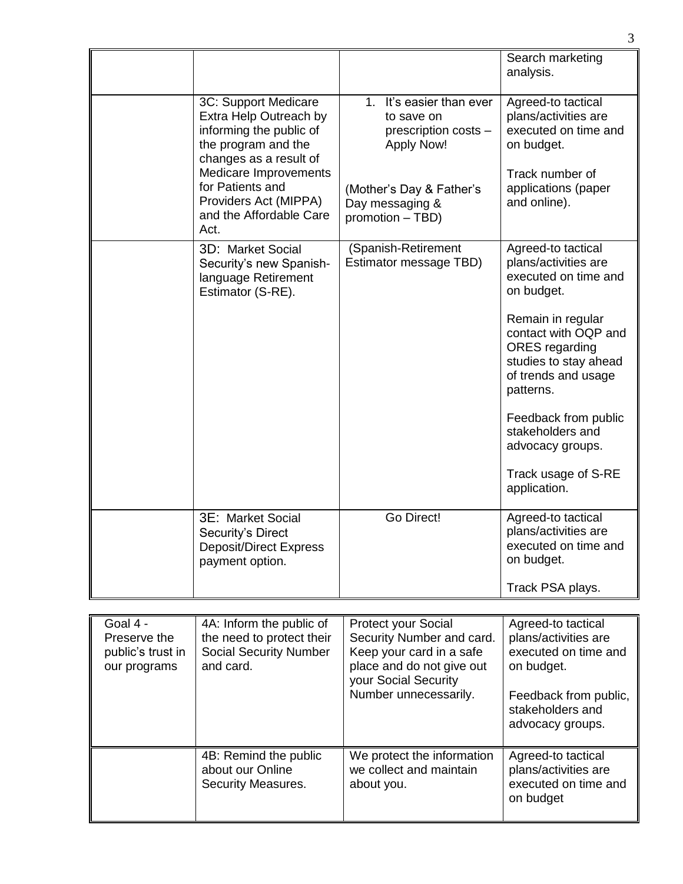| | | | |
|---|---|---|---|
| | | | Search marketing analysis. |
| | 3C: Support Medicare Extra Help Outreach by informing the public of the program and the changes as a result of Medicare Improvements for Patients and Providers Act (MIPPA) and the Affordable Care Act. | 1. It's easier than ever to save on prescription costs – Apply Now!<br><br>(Mother's Day & Father's Day messaging & promotion – TBD) | Agreed-to tactical plans/activities are executed on time and on budget.<br><br>Track number of applications (paper and online). |
| | 3D: Market Social Security's new Spanish-language Retirement Estimator (S-RE). | (Spanish-Retirement Estimator message TBD) | Agreed-to tactical plans/activities are executed on time and on budget.<br><br>Remain in regular contact with OQP and ORES regarding studies to stay ahead of trends and usage patterns.<br><br>Feedback from public stakeholders and advocacy groups.<br><br>Track usage of S-RE application. |
| | 3E: Market Social Security's Direct Deposit/Direct Express payment option. | Go Direct! | Agreed-to tactical plans/activities are executed on time and on budget.<br><br>Track PSA plays. |

| | | | |
|---|---|---|---|
| Goal 4 - Preserve the public's trust in our programs | 4A: Inform the public of the need to protect their Social Security Number and card. | Protect your Social Security Number and card. Keep your card in a safe place and do not give out your Social Security Number unnecessarily. | Agreed-to tactical plans/activities are executed on time and on budget.<br><br>Feedback from public, stakeholders and advocacy groups. |
| | 4B: Remind the public about our Online Security Measures. | We protect the information we collect and maintain about you. | Agreed-to tactical plans/activities are executed on time and on budget |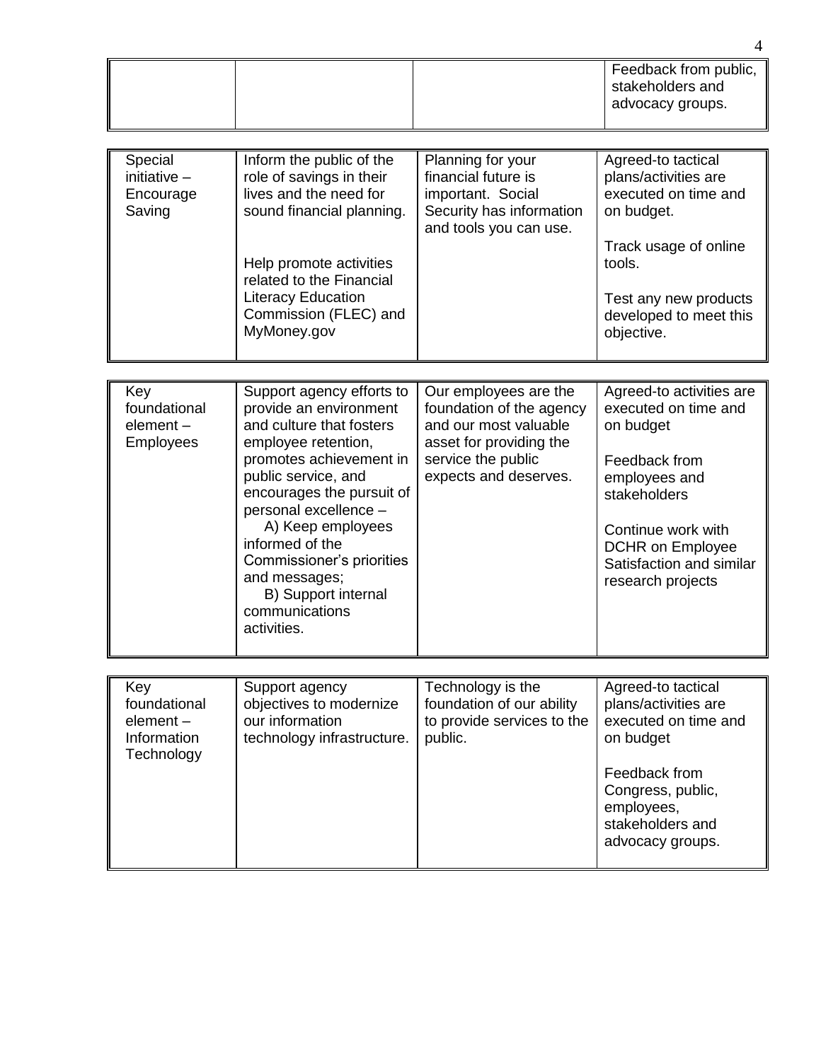| | | | Feedback from public, stakeholders and advocacy groups. |
|---|---|---|---|

| | | | |
|---|---|---|---|
| Special initiative – Encourage Saving | Inform the public of the role of savings in their lives and the need for sound financial planning.<br><br>Help promote activities related to the Financial Literacy Education Commission (FLEC) and MyMoney.gov | Planning for your financial future is important. Social Security has information and tools you can use. | Agreed-to tactical plans/activities are executed on time and on budget.<br><br>Track usage of online tools.<br><br>Test any new products developed to meet this objective. |

| | | | |
|---|---|---|---|
| Key foundational element – Employees | Support agency efforts to provide an environment and culture that fosters employee retention, promotes achievement in public service, and encourages the pursuit of personal excellence –<br>A) Keep employees informed of the Commissioner's priorities and messages;<br>B) Support internal communications activities. | Our employees are the foundation of the agency and our most valuable asset for providing the service the public expects and deserves. | Agreed-to activities are executed on time and on budget<br><br>Feedback from employees and stakeholders<br><br>Continue work with DCHR on Employee Satisfaction and similar research projects |

| | | | |
|---|---|---|---|
| Key foundational element – Information Technology | Support agency objectives to modernize our information technology infrastructure. | Technology is the foundation of our ability to provide services to the public. | Agreed-to tactical plans/activities are executed on time and on budget<br><br>Feedback from Congress, public, employees, stakeholders and advocacy groups. |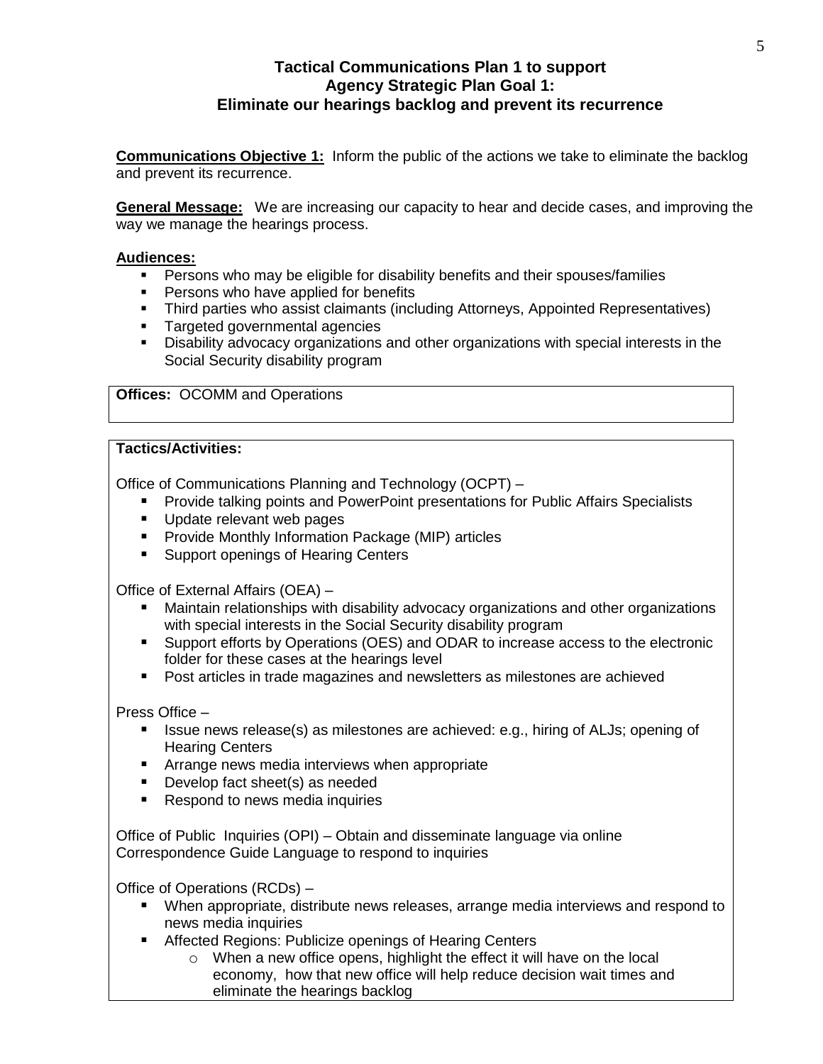### Tactical Communications Plan 1 to support Agency Strategic Plan Goal 1: Eliminate our hearings backlog and prevent its recurrence

**Communications Objective 1:** Inform the public of the actions we take to eliminate the backlog and prevent its recurrence.

**General Message:** We are increasing our capacity to hear and decide cases, and improving the way we manage the hearings process.

**Audiences:**

- Persons who may be eligible for disability benefits and their spouses/families
- Persons who have applied for benefits
- Third parties who assist claimants (including Attorneys, Appointed Representatives)
- Targeted governmental agencies
- Disability advocacy organizations and other organizations with special interests in the Social Security disability program

**Offices:** OCOMM and Operations

**Tactics/Activities:**

Office of Communications Planning and Technology (OCPT) –

- Provide talking points and PowerPoint presentations for Public Affairs Specialists
- Update relevant web pages
- Provide Monthly Information Package (MIP) articles
- Support openings of Hearing Centers

Office of External Affairs (OEA) –

- Maintain relationships with disability advocacy organizations and other organizations with special interests in the Social Security disability program
- Support efforts by Operations (OES) and ODAR to increase access to the electronic folder for these cases at the hearings level
- Post articles in trade magazines and newsletters as milestones are achieved

Press Office –

- Issue news release(s) as milestones are achieved: e.g., hiring of ALJs; opening of Hearing Centers
- Arrange news media interviews when appropriate
- Develop fact sheet(s) as needed
- Respond to news media inquiries

Office of Public Inquiries (OPI) – Obtain and disseminate language via online Correspondence Guide Language to respond to inquiries

Office of Operations (RCDs) –

- When appropriate, distribute news releases, arrange media interviews and respond to news media inquiries
- Affected Regions: Publicize openings of Hearing Centers
  - When a new office opens, highlight the effect it will have on the local economy, how that new office will help reduce decision wait times and eliminate the hearings backlog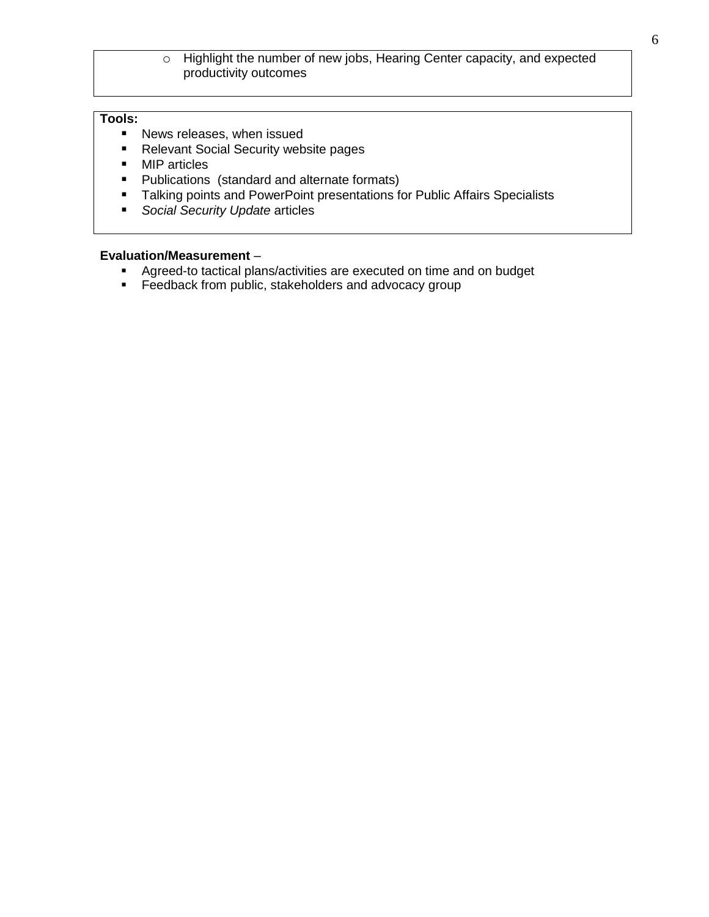- Highlight the number of new jobs, Hearing Center capacity, and expected productivity outcomes

**Tools:**

- News releases, when issued
- Relevant Social Security website pages
- MIP articles
- Publications (standard and alternate formats)
- Talking points and PowerPoint presentations for Public Affairs Specialists
- *Social Security Update* articles

**Evaluation/Measurement** –

- Agreed-to tactical plans/activities are executed on time and on budget
- Feedback from public, stakeholders and advocacy group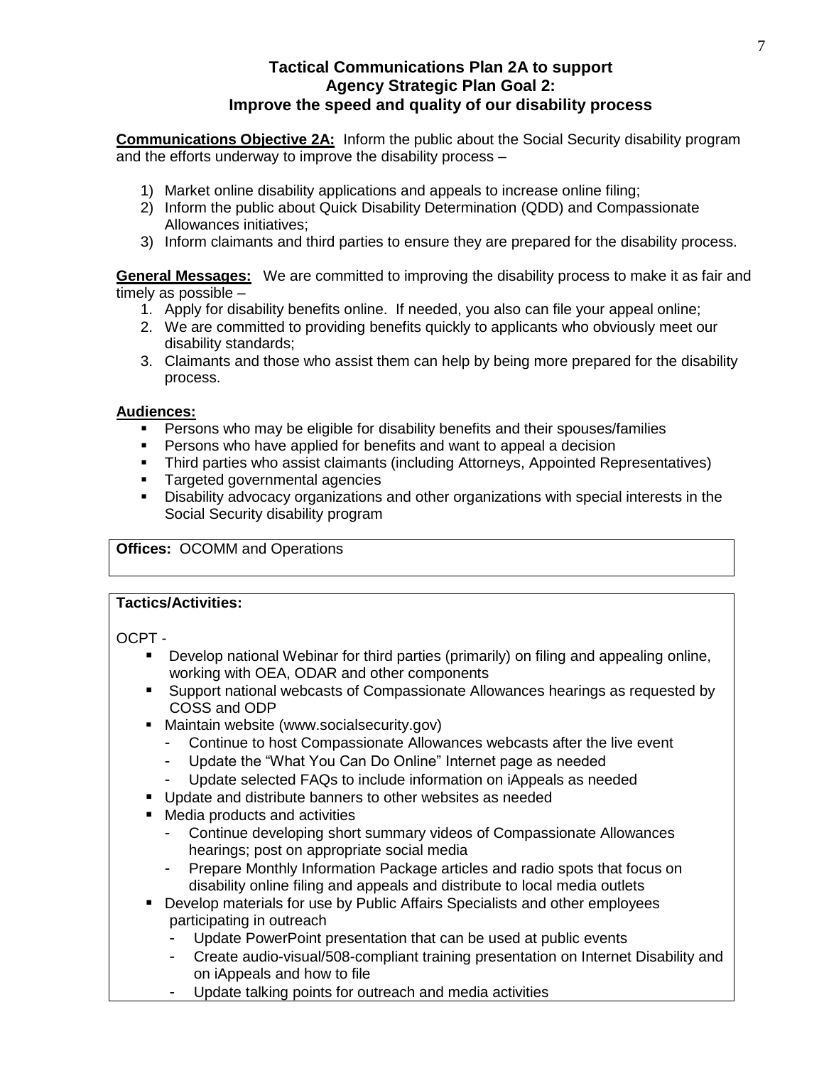## Tactical Communications Plan 2A to support Agency Strategic Plan Goal 2: Improve the speed and quality of our disability process

**Communications Objective 2A:** Inform the public about the Social Security disability program and the efforts underway to improve the disability process –

1) Market online disability applications and appeals to increase online filing;
2) Inform the public about Quick Disability Determination (QDD) and Compassionate Allowances initiatives;
3) Inform claimants and third parties to ensure they are prepared for the disability process.

**General Messages:** We are committed to improving the disability process to make it as fair and timely as possible –

1. Apply for disability benefits online. If needed, you also can file your appeal online;
2. We are committed to providing benefits quickly to applicants who obviously meet our disability standards;
3. Claimants and those who assist them can help by being more prepared for the disability process.

**Audiences:**

- Persons who may be eligible for disability benefits and their spouses/families
- Persons who have applied for benefits and want to appeal a decision
- Third parties who assist claimants (including Attorneys, Appointed Representatives)
- Targeted governmental agencies
- Disability advocacy organizations and other organizations with special interests in the Social Security disability program

**Offices:** OCOMM and Operations

**Tactics/Activities:**

OCPT -

- Develop national Webinar for third parties (primarily) on filing and appealing online, working with OEA, ODAR and other components
- Support national webcasts of Compassionate Allowances hearings as requested by COSS and ODP
- Maintain website (www.socialsecurity.gov)
  - Continue to host Compassionate Allowances webcasts after the live event
  - Update the "What You Can Do Online" Internet page as needed
  - Update selected FAQs to include information on iAppeals as needed
- Update and distribute banners to other websites as needed
- Media products and activities
  - Continue developing short summary videos of Compassionate Allowances hearings; post on appropriate social media
  - Prepare Monthly Information Package articles and radio spots that focus on disability online filing and appeals and distribute to local media outlets
- Develop materials for use by Public Affairs Specialists and other employees participating in outreach
  - Update PowerPoint presentation that can be used at public events
  - Create audio-visual/508-compliant training presentation on Internet Disability and on iAppeals and how to file
  - Update talking points for outreach and media activities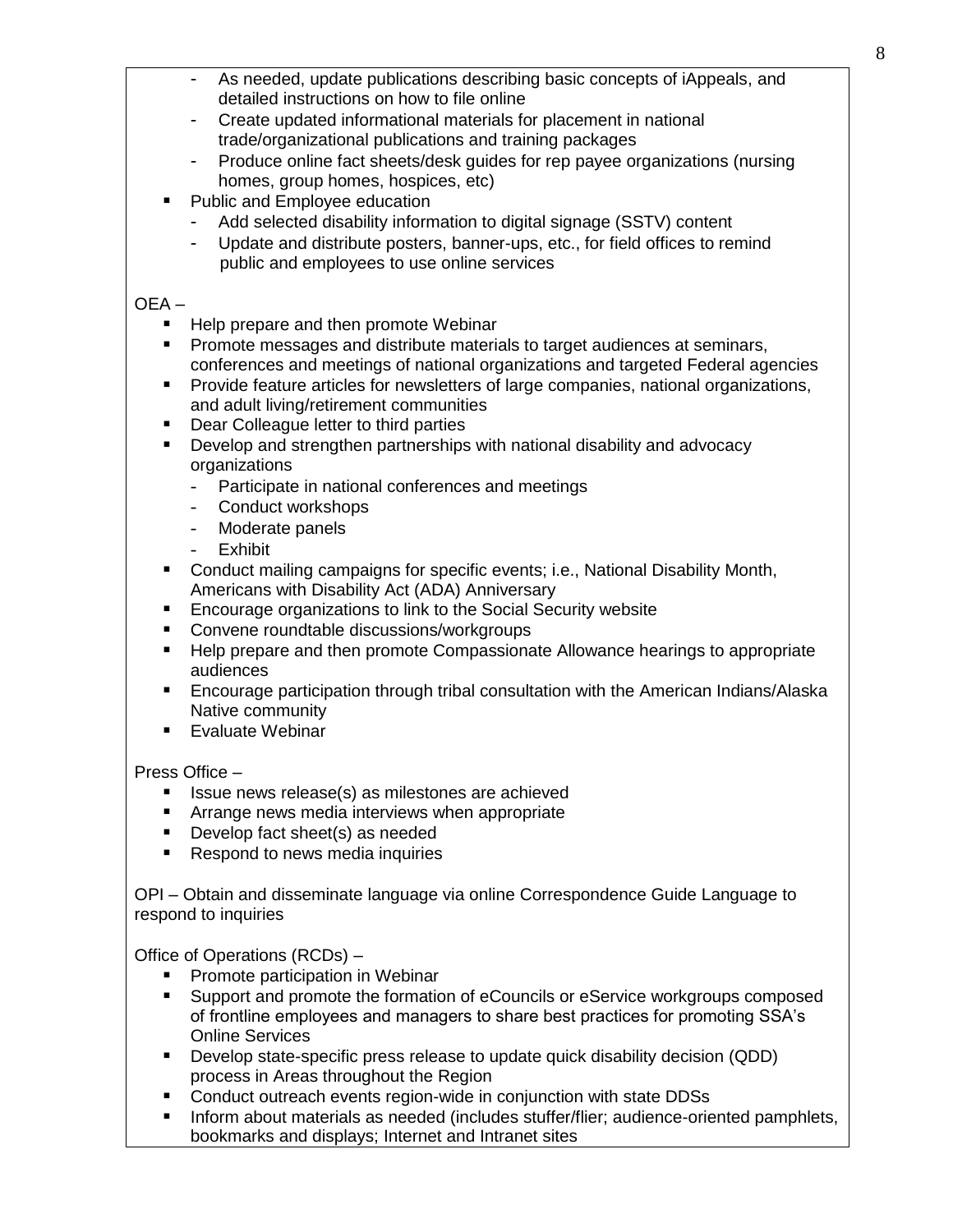- As needed, update publications describing basic concepts of iAppeals, and detailed instructions on how to file online
  - Create updated informational materials for placement in national trade/organizational publications and training packages
  - Produce online fact sheets/desk guides for rep payee organizations (nursing homes, group homes, hospices, etc)
- Public and Employee education
  - Add selected disability information to digital signage (SSTV) content
  - Update and distribute posters, banner-ups, etc., for field offices to remind public and employees to use online services

OEA –

- Help prepare and then promote Webinar
- Promote messages and distribute materials to target audiences at seminars, conferences and meetings of national organizations and targeted Federal agencies
- Provide feature articles for newsletters of large companies, national organizations, and adult living/retirement communities
- Dear Colleague letter to third parties
- Develop and strengthen partnerships with national disability and advocacy organizations
  - Participate in national conferences and meetings
  - Conduct workshops
  - Moderate panels
  - Exhibit
- Conduct mailing campaigns for specific events; i.e., National Disability Month, Americans with Disability Act (ADA) Anniversary
- Encourage organizations to link to the Social Security website
- Convene roundtable discussions/workgroups
- Help prepare and then promote Compassionate Allowance hearings to appropriate audiences
- Encourage participation through tribal consultation with the American Indians/Alaska Native community
- Evaluate Webinar

Press Office –

- Issue news release(s) as milestones are achieved
- Arrange news media interviews when appropriate
- Develop fact sheet(s) as needed
- Respond to news media inquiries

OPI – Obtain and disseminate language via online Correspondence Guide Language to respond to inquiries

Office of Operations (RCDs) –

- Promote participation in Webinar
- Support and promote the formation of eCouncils or eService workgroups composed of frontline employees and managers to share best practices for promoting SSA's Online Services
- Develop state-specific press release to update quick disability decision (QDD) process in Areas throughout the Region
- Conduct outreach events region-wide in conjunction with state DDSs
- Inform about materials as needed (includes stuffer/flier; audience-oriented pamphlets, bookmarks and displays; Internet and Intranet sites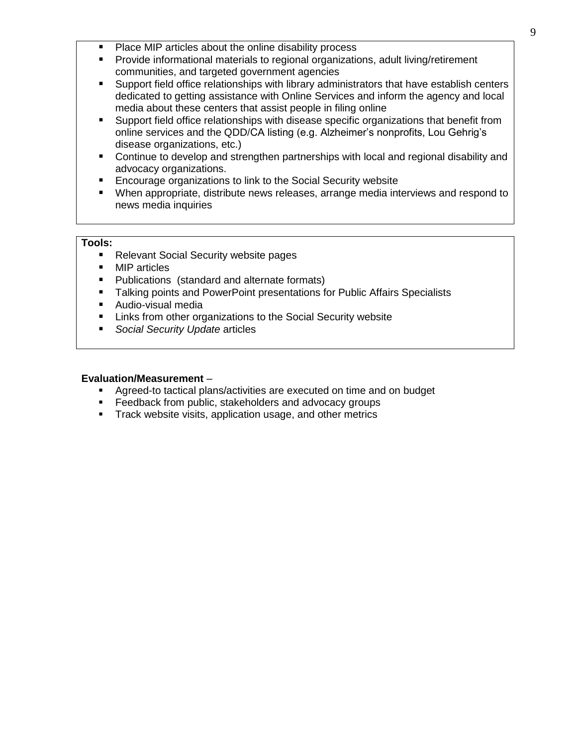- Place MIP articles about the online disability process
- Provide informational materials to regional organizations, adult living/retirement communities, and targeted government agencies
- Support field office relationships with library administrators that have establish centers dedicated to getting assistance with Online Services and inform the agency and local media about these centers that assist people in filing online
- Support field office relationships with disease specific organizations that benefit from online services and the QDD/CA listing (e.g. Alzheimer's nonprofits, Lou Gehrig's disease organizations, etc.)
- Continue to develop and strengthen partnerships with local and regional disability and advocacy organizations.
- Encourage organizations to link to the Social Security website
- When appropriate, distribute news releases, arrange media interviews and respond to news media inquiries

**Tools:**

- Relevant Social Security website pages
- MIP articles
- Publications (standard and alternate formats)
- Talking points and PowerPoint presentations for Public Affairs Specialists
- Audio-visual media
- Links from other organizations to the Social Security website
- *Social Security Update* articles

**Evaluation/Measurement** –

- Agreed-to tactical plans/activities are executed on time and on budget
- Feedback from public, stakeholders and advocacy groups
- Track website visits, application usage, and other metrics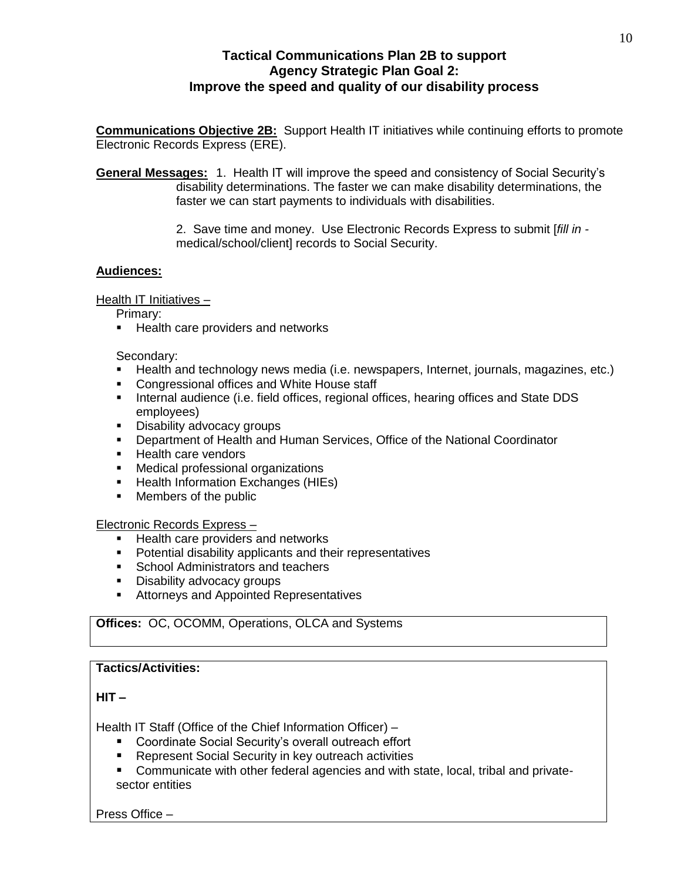### Tactical Communications Plan 2B to support Agency Strategic Plan Goal 2: Improve the speed and quality of our disability process

**Communications Objective 2B:** Support Health IT initiatives while continuing efforts to promote Electronic Records Express (ERE).

**General Messages:** 1. Health IT will improve the speed and consistency of Social Security's disability determinations. The faster we can make disability determinations, the faster we can start payments to individuals with disabilities.

2. Save time and money. Use Electronic Records Express to submit [*fill in* - medical/school/client] records to Social Security.

**Audiences:**

Health IT Initiatives –

Primary:

- Health care providers and networks

Secondary:

- Health and technology news media (i.e. newspapers, Internet, journals, magazines, etc.)
- Congressional offices and White House staff
- Internal audience (i.e. field offices, regional offices, hearing offices and State DDS employees)
- Disability advocacy groups
- Department of Health and Human Services, Office of the National Coordinator
- Health care vendors
- Medical professional organizations
- Health Information Exchanges (HIEs)
- Members of the public

Electronic Records Express –

- Health care providers and networks
- Potential disability applicants and their representatives
- School Administrators and teachers
- Disability advocacy groups
- Attorneys and Appointed Representatives

**Offices:** OC, OCOMM, Operations, OLCA and Systems

**Tactics/Activities:**

**HIT –**

Health IT Staff (Office of the Chief Information Officer) –

- Coordinate Social Security's overall outreach effort
- Represent Social Security in key outreach activities
- Communicate with other federal agencies and with state, local, tribal and private-sector entities

Press Office –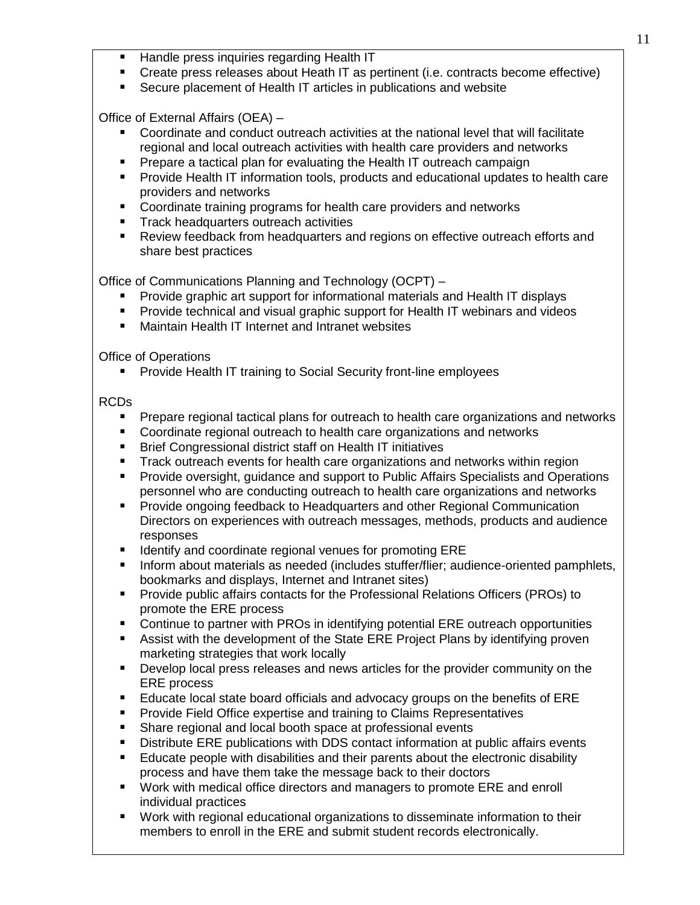- Handle press inquiries regarding Health IT
- Create press releases about Heath IT as pertinent (i.e. contracts become effective)
- Secure placement of Health IT articles in publications and website

Office of External Affairs (OEA) –

- Coordinate and conduct outreach activities at the national level that will facilitate regional and local outreach activities with health care providers and networks
- Prepare a tactical plan for evaluating the Health IT outreach campaign
- Provide Health IT information tools, products and educational updates to health care providers and networks
- Coordinate training programs for health care providers and networks
- Track headquarters outreach activities
- Review feedback from headquarters and regions on effective outreach efforts and share best practices

Office of Communications Planning and Technology (OCPT) –

- Provide graphic art support for informational materials and Health IT displays
- Provide technical and visual graphic support for Health IT webinars and videos
- Maintain Health IT Internet and Intranet websites

Office of Operations

- Provide Health IT training to Social Security front-line employees

RCDs

- Prepare regional tactical plans for outreach to health care organizations and networks
- Coordinate regional outreach to health care organizations and networks
- Brief Congressional district staff on Health IT initiatives
- Track outreach events for health care organizations and networks within region
- Provide oversight, guidance and support to Public Affairs Specialists and Operations personnel who are conducting outreach to health care organizations and networks
- Provide ongoing feedback to Headquarters and other Regional Communication Directors on experiences with outreach messages, methods, products and audience responses
- Identify and coordinate regional venues for promoting ERE
- Inform about materials as needed (includes stuffer/flier; audience-oriented pamphlets, bookmarks and displays, Internet and Intranet sites)
- Provide public affairs contacts for the Professional Relations Officers (PROs) to promote the ERE process
- Continue to partner with PROs in identifying potential ERE outreach opportunities
- Assist with the development of the State ERE Project Plans by identifying proven marketing strategies that work locally
- Develop local press releases and news articles for the provider community on the ERE process
- Educate local state board officials and advocacy groups on the benefits of ERE
- Provide Field Office expertise and training to Claims Representatives
- Share regional and local booth space at professional events
- Distribute ERE publications with DDS contact information at public affairs events
- Educate people with disabilities and their parents about the electronic disability process and have them take the message back to their doctors
- Work with medical office directors and managers to promote ERE and enroll individual practices
- Work with regional educational organizations to disseminate information to their members to enroll in the ERE and submit student records electronically.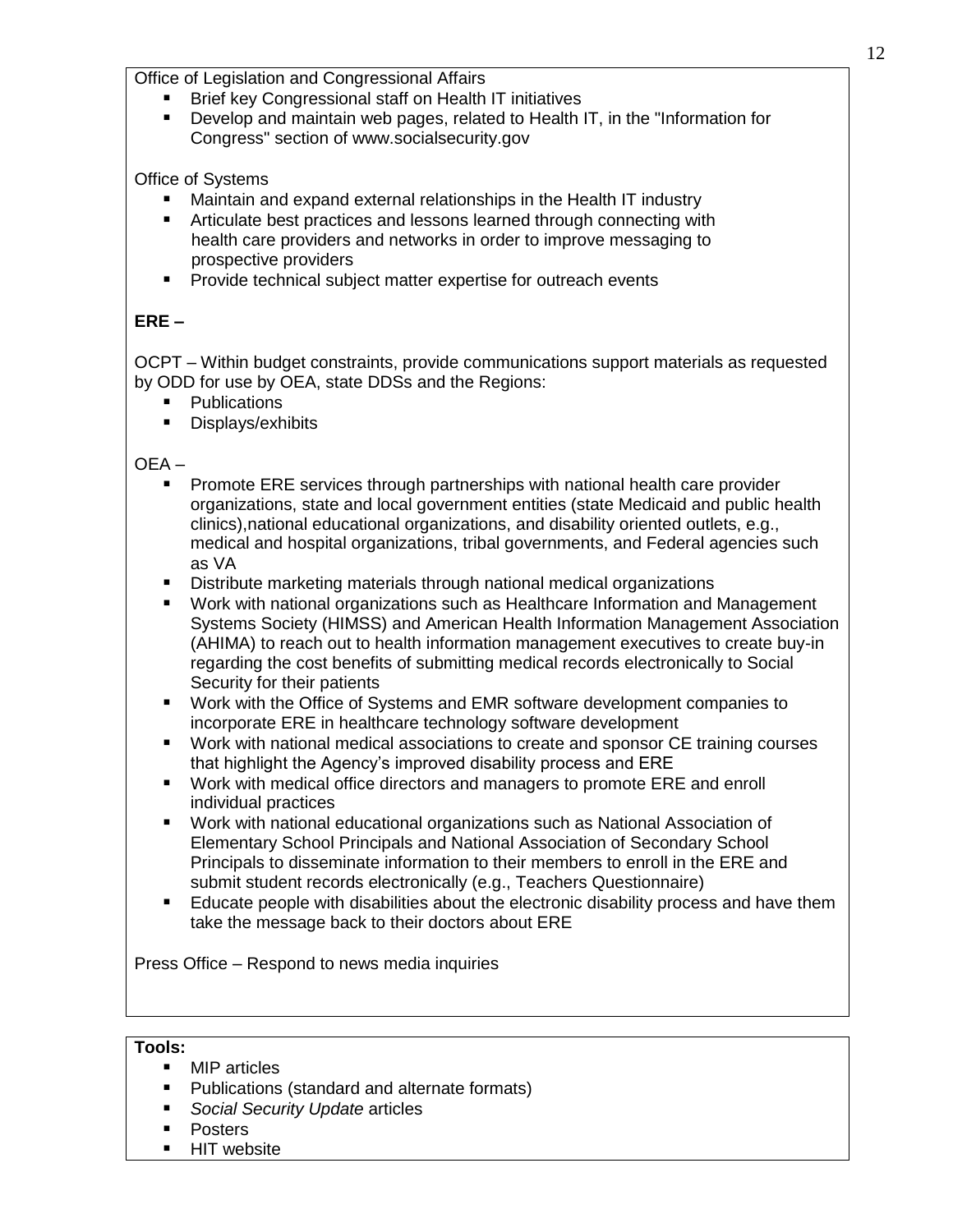Office of Legislation and Congressional Affairs

- Brief key Congressional staff on Health IT initiatives
- Develop and maintain web pages, related to Health IT, in the "Information for Congress" section of www.socialsecurity.gov

Office of Systems

- Maintain and expand external relationships in the Health IT industry
- Articulate best practices and lessons learned through connecting with health care providers and networks in order to improve messaging to prospective providers
- Provide technical subject matter expertise for outreach events

**ERE –**

OCPT – Within budget constraints, provide communications support materials as requested by ODD for use by OEA, state DDSs and the Regions:

- Publications
- Displays/exhibits

OEA –

- Promote ERE services through partnerships with national health care provider organizations, state and local government entities (state Medicaid and public health clinics),national educational organizations, and disability oriented outlets, e.g., medical and hospital organizations, tribal governments, and Federal agencies such as VA
- Distribute marketing materials through national medical organizations
- Work with national organizations such as Healthcare Information and Management Systems Society (HIMSS) and American Health Information Management Association (AHIMA) to reach out to health information management executives to create buy-in regarding the cost benefits of submitting medical records electronically to Social Security for their patients
- Work with the Office of Systems and EMR software development companies to incorporate ERE in healthcare technology software development
- Work with national medical associations to create and sponsor CE training courses that highlight the Agency's improved disability process and ERE
- Work with medical office directors and managers to promote ERE and enroll individual practices
- Work with national educational organizations such as National Association of Elementary School Principals and National Association of Secondary School Principals to disseminate information to their members to enroll in the ERE and submit student records electronically (e.g., Teachers Questionnaire)
- Educate people with disabilities about the electronic disability process and have them take the message back to their doctors about ERE

Press Office – Respond to news media inquiries

**Tools:**

- MIP articles
- Publications (standard and alternate formats)
- *Social Security Update* articles
- Posters
- HIT website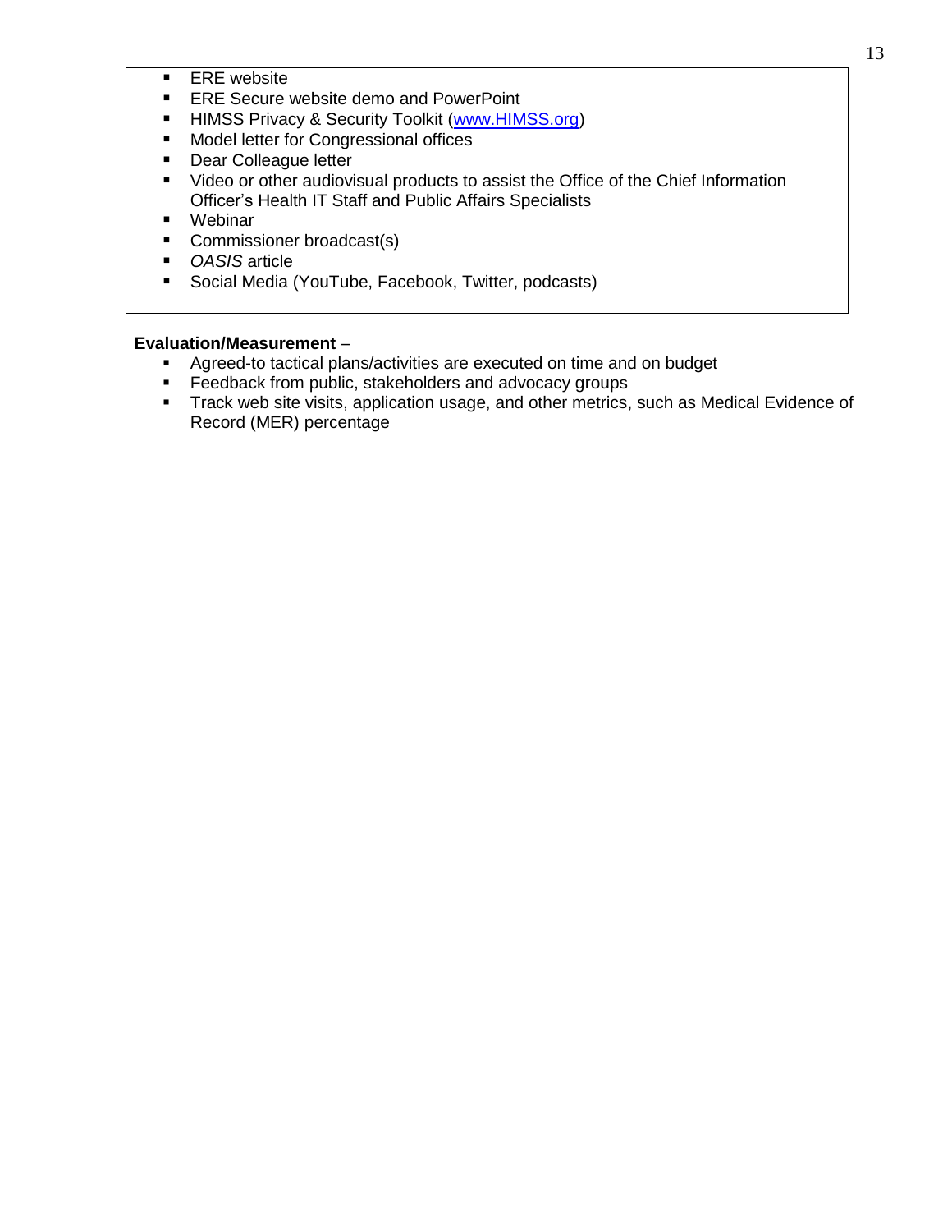- ERE website
- ERE Secure website demo and PowerPoint
- HIMSS Privacy & Security Toolkit (www.HIMSS.org)
- Model letter for Congressional offices
- Dear Colleague letter
- Video or other audiovisual products to assist the Office of the Chief Information Officer's Health IT Staff and Public Affairs Specialists
- Webinar
- Commissioner broadcast(s)
- *OASIS* article
- Social Media (YouTube, Facebook, Twitter, podcasts)

**Evaluation/Measurement** –

- Agreed-to tactical plans/activities are executed on time and on budget
- Feedback from public, stakeholders and advocacy groups
- Track web site visits, application usage, and other metrics, such as Medical Evidence of Record (MER) percentage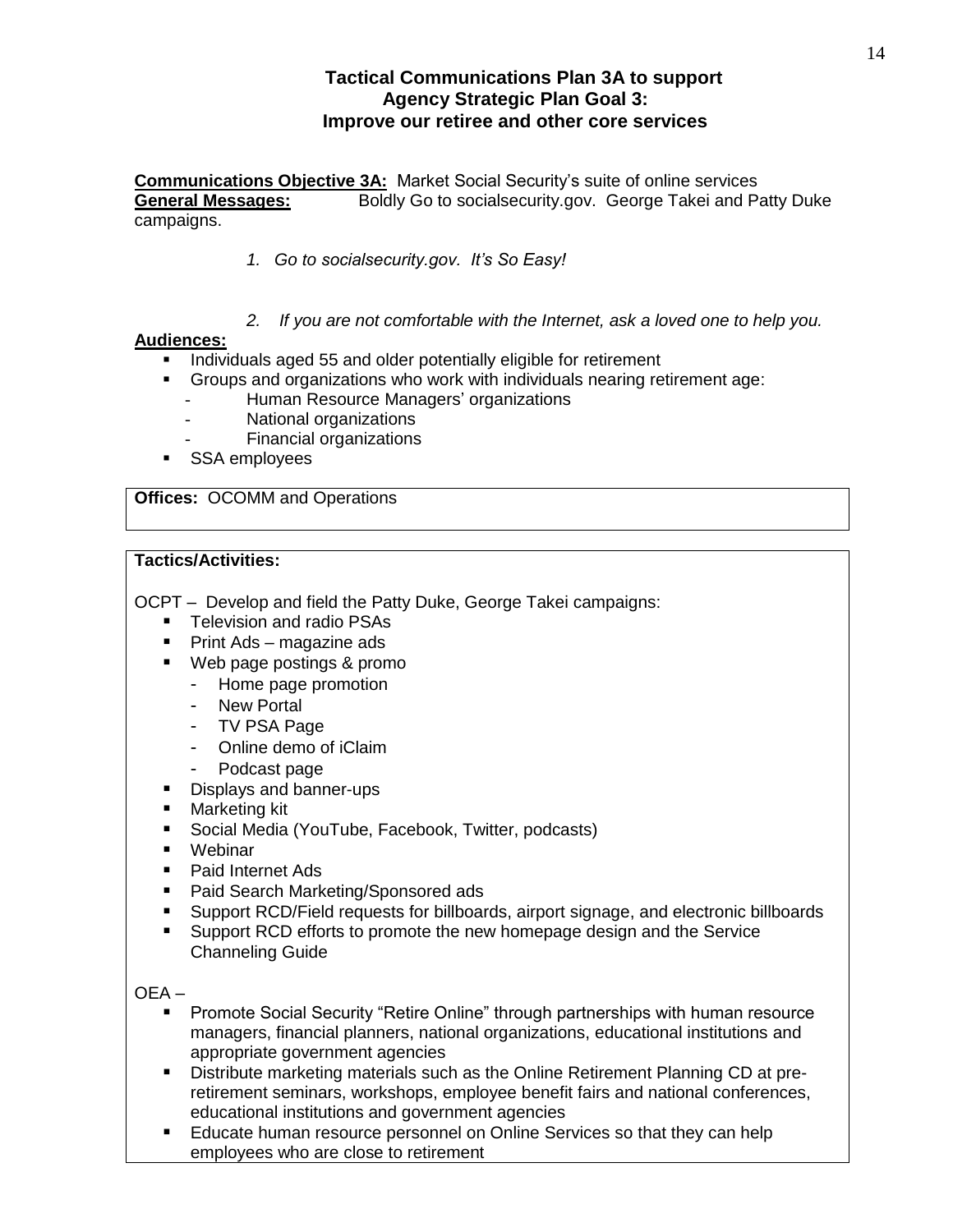### Tactical Communications Plan 3A to support Agency Strategic Plan Goal 3: Improve our retiree and other core services

**Communications Objective 3A:** Market Social Security's suite of online services

**General Messages:** Boldly Go to socialsecurity.gov. George Takei and Patty Duke campaigns.

1. *Go to socialsecurity.gov. It's So Easy!*

2. *If you are not comfortable with the Internet, ask a loved one to help you.*

**Audiences:**

- Individuals aged 55 and older potentially eligible for retirement
- Groups and organizations who work with individuals nearing retirement age:
  - Human Resource Managers' organizations
  - National organizations
  - Financial organizations
- SSA employees

**Offices:** OCOMM and Operations

**Tactics/Activities:**

OCPT – Develop and field the Patty Duke, George Takei campaigns:

- Television and radio PSAs
- Print Ads – magazine ads
- Web page postings & promo
  - Home page promotion
  - New Portal
  - TV PSA Page
  - Online demo of iClaim
  - Podcast page
- Displays and banner-ups
- Marketing kit
- Social Media (YouTube, Facebook, Twitter, podcasts)
- Webinar
- Paid Internet Ads
- Paid Search Marketing/Sponsored ads
- Support RCD/Field requests for billboards, airport signage, and electronic billboards
- Support RCD efforts to promote the new homepage design and the Service Channeling Guide

OEA –

- Promote Social Security "Retire Online" through partnerships with human resource managers, financial planners, national organizations, educational institutions and appropriate government agencies
- Distribute marketing materials such as the Online Retirement Planning CD at pre-retirement seminars, workshops, employee benefit fairs and national conferences, educational institutions and government agencies
- Educate human resource personnel on Online Services so that they can help employees who are close to retirement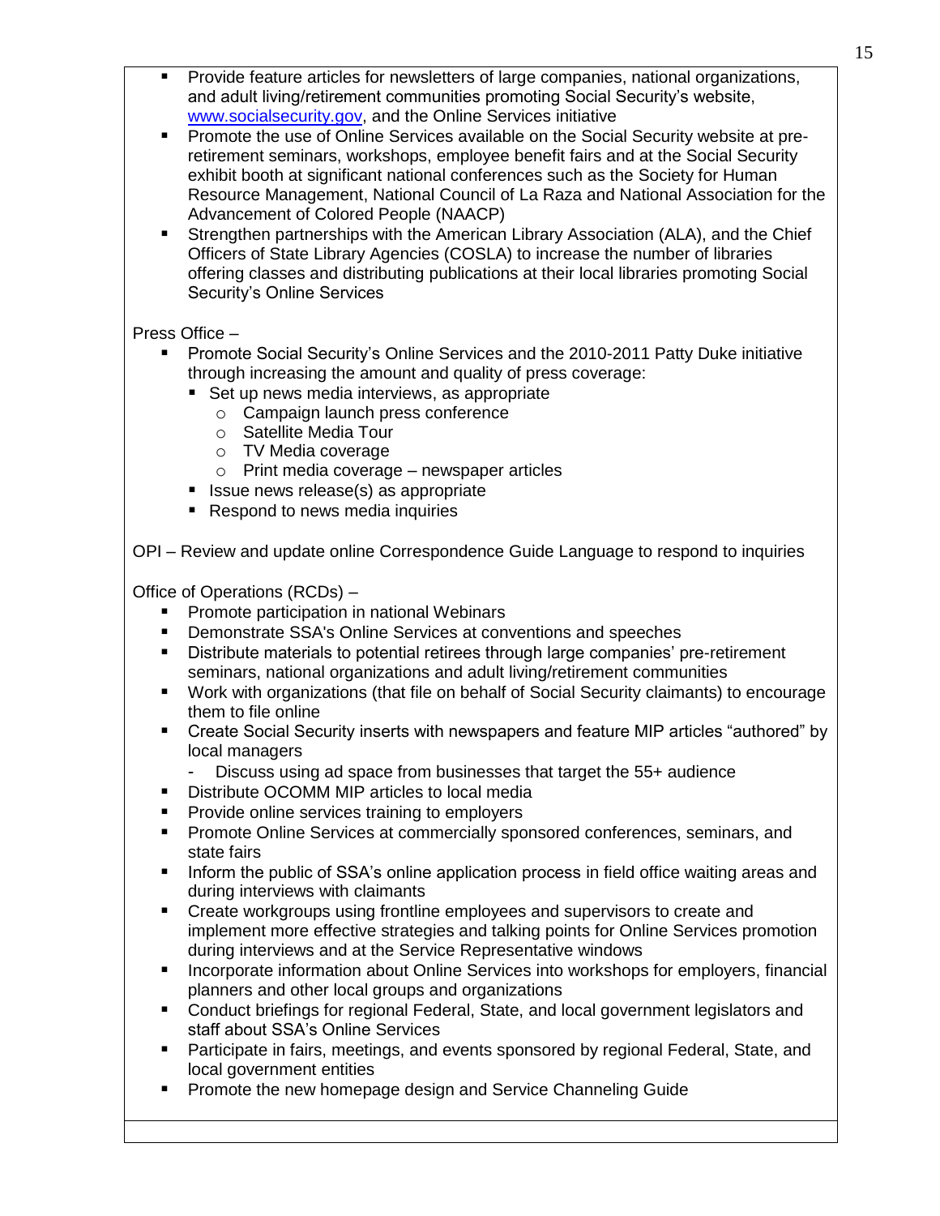- Provide feature articles for newsletters of large companies, national organizations, and adult living/retirement communities promoting Social Security's website, [www.socialsecurity.gov](http://www.socialsecurity.gov), and the Online Services initiative
- Promote the use of Online Services available on the Social Security website at pre-retirement seminars, workshops, employee benefit fairs and at the Social Security exhibit booth at significant national conferences such as the Society for Human Resource Management, National Council of La Raza and National Association for the Advancement of Colored People (NAACP)
- Strengthen partnerships with the American Library Association (ALA), and the Chief Officers of State Library Agencies (COSLA) to increase the number of libraries offering classes and distributing publications at their local libraries promoting Social Security's Online Services

Press Office –

- Promote Social Security's Online Services and the 2010-2011 Patty Duke initiative through increasing the amount and quality of press coverage:
  - Set up news media interviews, as appropriate
    - Campaign launch press conference
    - Satellite Media Tour
    - TV Media coverage
    - Print media coverage – newspaper articles
  - Issue news release(s) as appropriate
  - Respond to news media inquiries

OPI – Review and update online Correspondence Guide Language to respond to inquiries

Office of Operations (RCDs) –

- Promote participation in national Webinars
- Demonstrate SSA's Online Services at conventions and speeches
- Distribute materials to potential retirees through large companies' pre-retirement seminars, national organizations and adult living/retirement communities
- Work with organizations (that file on behalf of Social Security claimants) to encourage them to file online
- Create Social Security inserts with newspapers and feature MIP articles "authored" by local managers
  - Discuss using ad space from businesses that target the 55+ audience
- Distribute OCOMM MIP articles to local media
- Provide online services training to employers
- Promote Online Services at commercially sponsored conferences, seminars, and state fairs
- Inform the public of SSA's online application process in field office waiting areas and during interviews with claimants
- Create workgroups using frontline employees and supervisors to create and implement more effective strategies and talking points for Online Services promotion during interviews and at the Service Representative windows
- Incorporate information about Online Services into workshops for employers, financial planners and other local groups and organizations
- Conduct briefings for regional Federal, State, and local government legislators and staff about SSA's Online Services
- Participate in fairs, meetings, and events sponsored by regional Federal, State, and local government entities
- Promote the new homepage design and Service Channeling Guide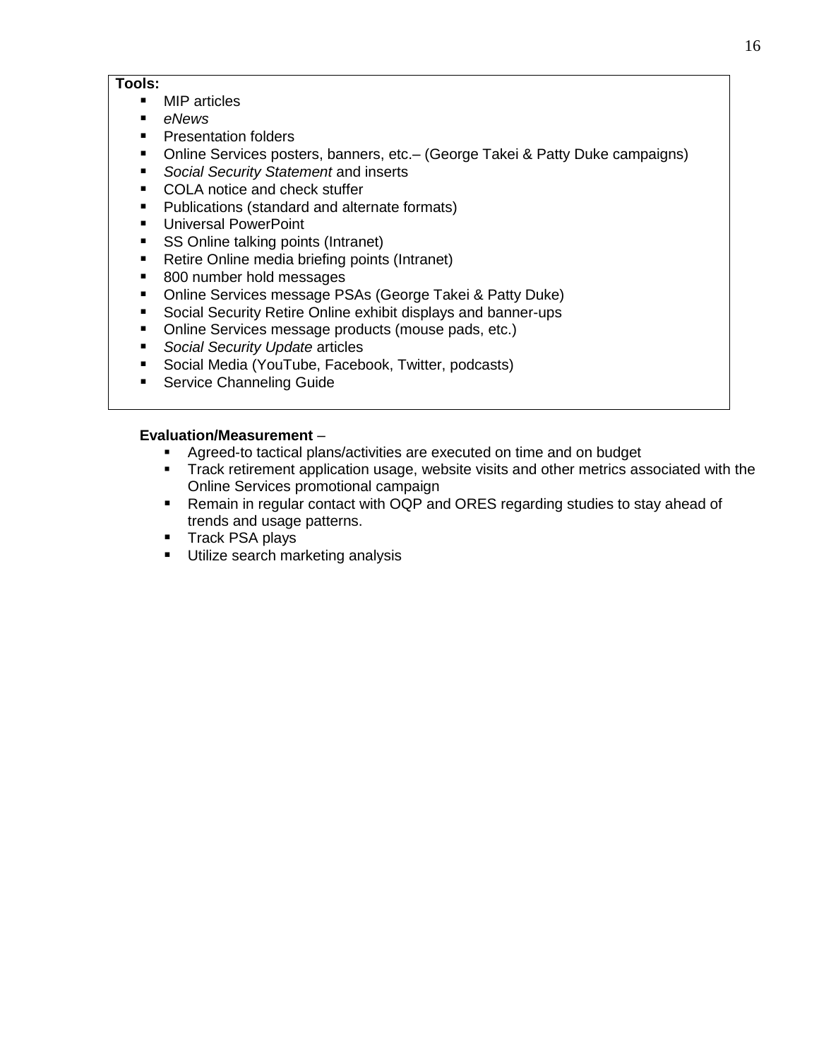**Tools:**

- MIP articles
- *eNews*
- Presentation folders
- Online Services posters, banners, etc.– (George Takei & Patty Duke campaigns)
- *Social Security Statement* and inserts
- COLA notice and check stuffer
- Publications (standard and alternate formats)
- Universal PowerPoint
- SS Online talking points (Intranet)
- Retire Online media briefing points (Intranet)
- 800 number hold messages
- Online Services message PSAs (George Takei & Patty Duke)
- Social Security Retire Online exhibit displays and banner-ups
- Online Services message products (mouse pads, etc.)
- *Social Security Update* articles
- Social Media (YouTube, Facebook, Twitter, podcasts)
- Service Channeling Guide

**Evaluation/Measurement** –

- Agreed-to tactical plans/activities are executed on time and on budget
- Track retirement application usage, website visits and other metrics associated with the Online Services promotional campaign
- Remain in regular contact with OQP and ORES regarding studies to stay ahead of trends and usage patterns.
- Track PSA plays
- Utilize search marketing analysis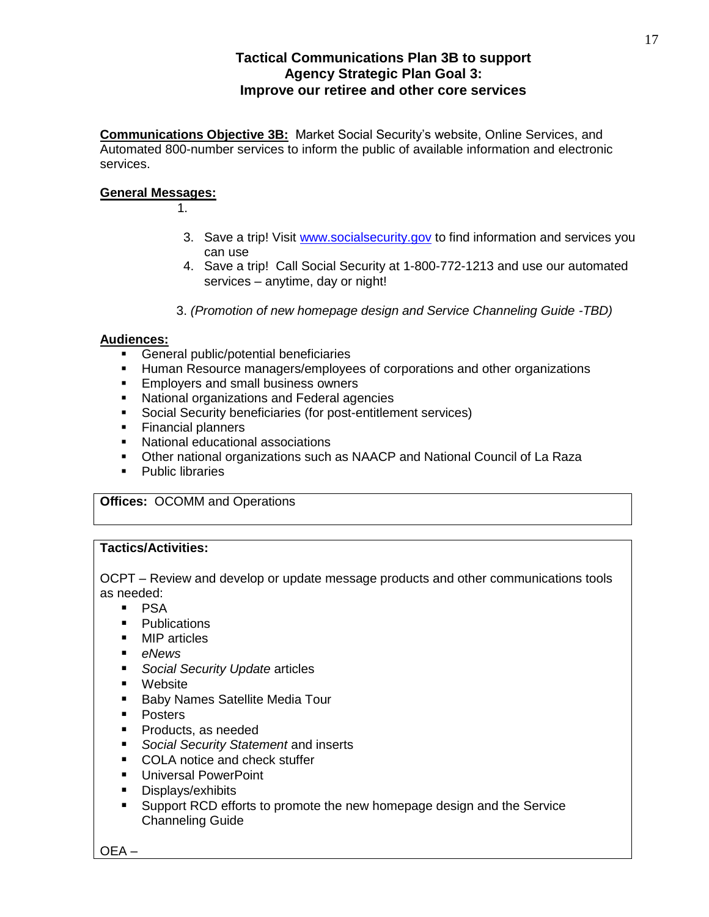**Tactical Communications Plan 3B to support**
**Agency Strategic Plan Goal 3:**
**Improve our retiree and other core services**

**Communications Objective 3B:** Market Social Security's website, Online Services, and Automated 800-number services to inform the public of available information and electronic services.

**General Messages:**

1.

3. Save a trip! Visit www.socialsecurity.gov to find information and services you can use
4. Save a trip! Call Social Security at 1-800-772-1213 and use our automated services – anytime, day or night!

3. *(Promotion of new homepage design and Service Channeling Guide -TBD)*

**Audiences:**

- General public/potential beneficiaries
- Human Resource managers/employees of corporations and other organizations
- Employers and small business owners
- National organizations and Federal agencies
- Social Security beneficiaries (for post-entitlement services)
- Financial planners
- National educational associations
- Other national organizations such as NAACP and National Council of La Raza
- Public libraries

**Offices:** OCOMM and Operations

**Tactics/Activities:**

OCPT – Review and develop or update message products and other communications tools as needed:

- PSA
- Publications
- MIP articles
- *eNews*
- *Social Security Update* articles
- Website
- Baby Names Satellite Media Tour
- Posters
- Products, as needed
- *Social Security Statement* and inserts
- COLA notice and check stuffer
- Universal PowerPoint
- Displays/exhibits
- Support RCD efforts to promote the new homepage design and the Service Channeling Guide

OEA –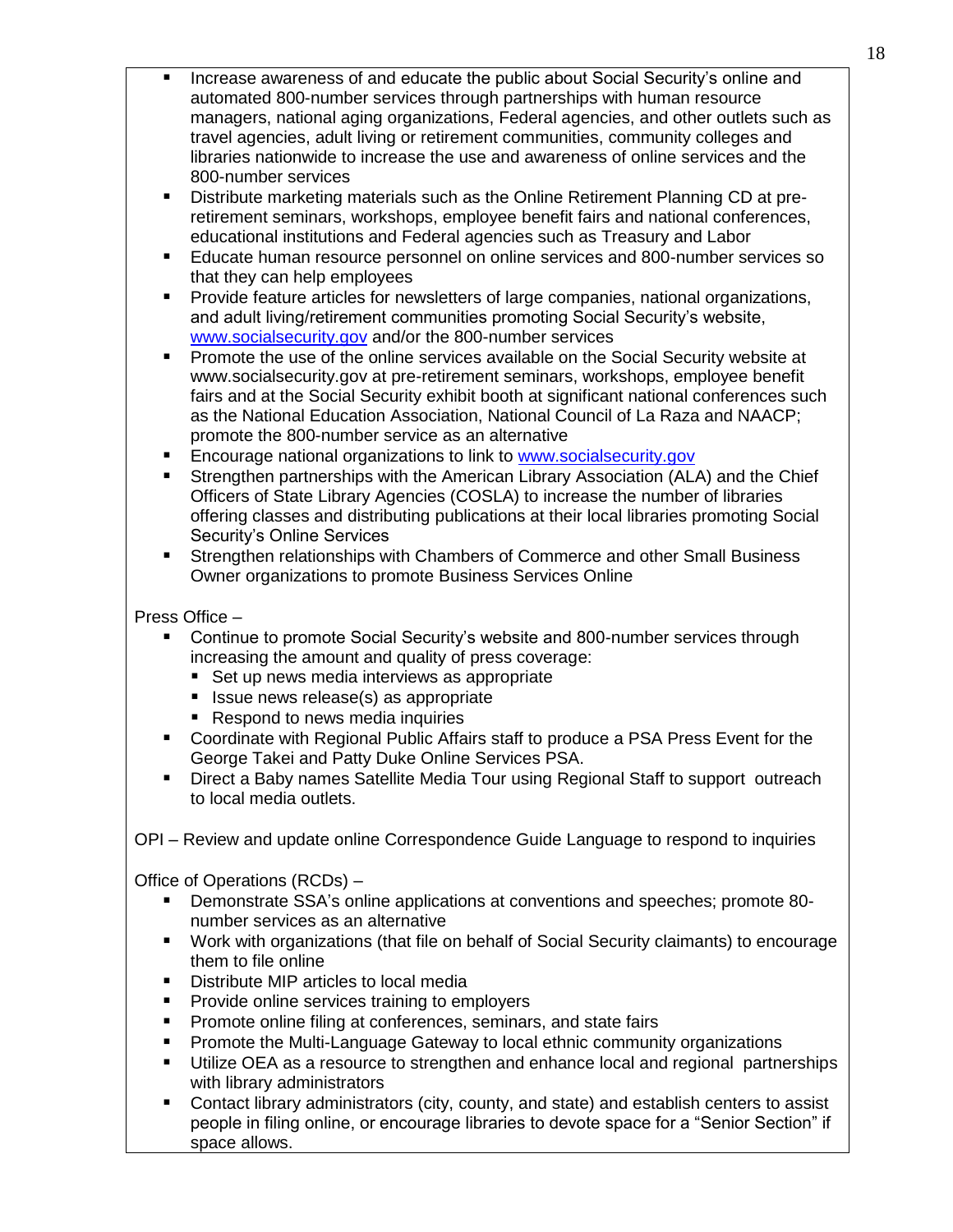- Increase awareness of and educate the public about Social Security's online and automated 800-number services through partnerships with human resource managers, national aging organizations, Federal agencies, and other outlets such as travel agencies, adult living or retirement communities, community colleges and libraries nationwide to increase the use and awareness of online services and the 800-number services
- Distribute marketing materials such as the Online Retirement Planning CD at pre-retirement seminars, workshops, employee benefit fairs and national conferences, educational institutions and Federal agencies such as Treasury and Labor
- Educate human resource personnel on online services and 800-number services so that they can help employees
- Provide feature articles for newsletters of large companies, national organizations, and adult living/retirement communities promoting Social Security's website, www.socialsecurity.gov and/or the 800-number services
- Promote the use of the online services available on the Social Security website at www.socialsecurity.gov at pre-retirement seminars, workshops, employee benefit fairs and at the Social Security exhibit booth at significant national conferences such as the National Education Association, National Council of La Raza and NAACP; promote the 800-number service as an alternative
- Encourage national organizations to link to www.socialsecurity.gov
- Strengthen partnerships with the American Library Association (ALA) and the Chief Officers of State Library Agencies (COSLA) to increase the number of libraries offering classes and distributing publications at their local libraries promoting Social Security's Online Services
- Strengthen relationships with Chambers of Commerce and other Small Business Owner organizations to promote Business Services Online

Press Office –

- Continue to promote Social Security's website and 800-number services through increasing the amount and quality of press coverage:
  - Set up news media interviews as appropriate
  - Issue news release(s) as appropriate
  - Respond to news media inquiries
- Coordinate with Regional Public Affairs staff to produce a PSA Press Event for the George Takei and Patty Duke Online Services PSA.
- Direct a Baby names Satellite Media Tour using Regional Staff to support outreach to local media outlets.

OPI – Review and update online Correspondence Guide Language to respond to inquiries

Office of Operations (RCDs) –

- Demonstrate SSA's online applications at conventions and speeches; promote 80-number services as an alternative
- Work with organizations (that file on behalf of Social Security claimants) to encourage them to file online
- Distribute MIP articles to local media
- Provide online services training to employers
- Promote online filing at conferences, seminars, and state fairs
- Promote the Multi-Language Gateway to local ethnic community organizations
- Utilize OEA as a resource to strengthen and enhance local and regional partnerships with library administrators
- Contact library administrators (city, county, and state) and establish centers to assist people in filing online, or encourage libraries to devote space for a "Senior Section" if space allows.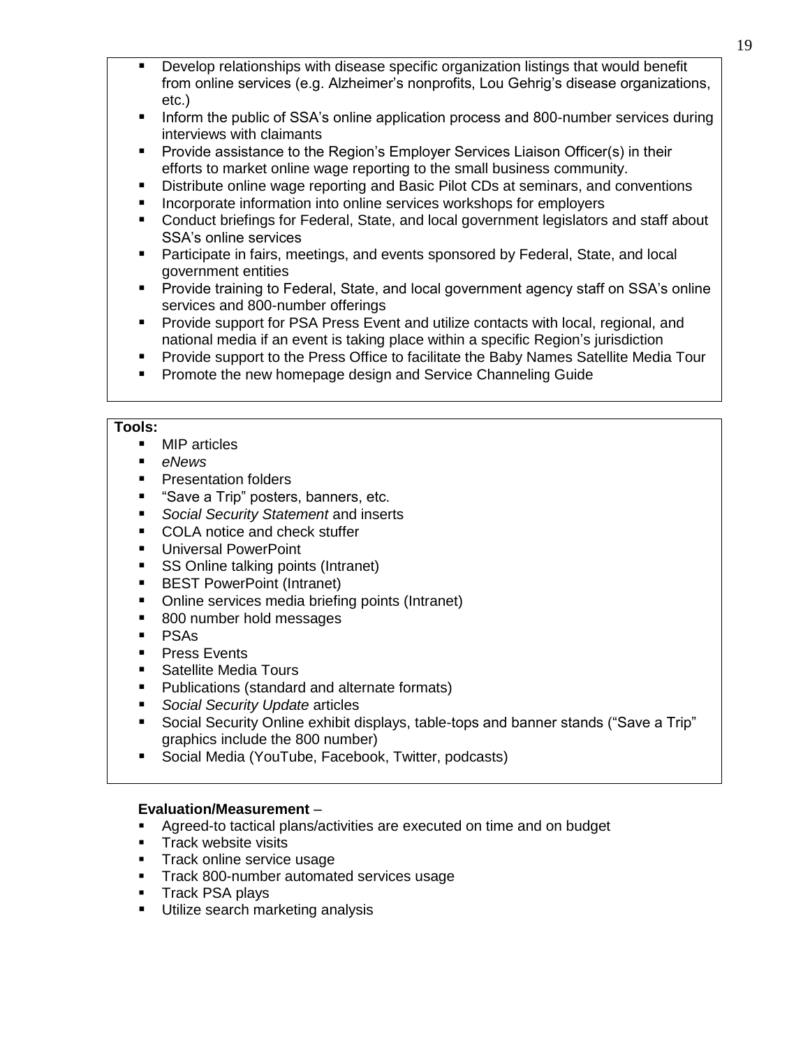- Develop relationships with disease specific organization listings that would benefit from online services (e.g. Alzheimer's nonprofits, Lou Gehrig's disease organizations, etc.)
- Inform the public of SSA's online application process and 800-number services during interviews with claimants
- Provide assistance to the Region's Employer Services Liaison Officer(s) in their efforts to market online wage reporting to the small business community.
- Distribute online wage reporting and Basic Pilot CDs at seminars, and conventions
- Incorporate information into online services workshops for employers
- Conduct briefings for Federal, State, and local government legislators and staff about SSA's online services
- Participate in fairs, meetings, and events sponsored by Federal, State, and local government entities
- Provide training to Federal, State, and local government agency staff on SSA's online services and 800-number offerings
- Provide support for PSA Press Event and utilize contacts with local, regional, and national media if an event is taking place within a specific Region's jurisdiction
- Provide support to the Press Office to facilitate the Baby Names Satellite Media Tour
- Promote the new homepage design and Service Channeling Guide

**Tools:**

- MIP articles
- *eNews*
- Presentation folders
- "Save a Trip" posters, banners, etc.
- *Social Security Statement* and inserts
- COLA notice and check stuffer
- Universal PowerPoint
- SS Online talking points (Intranet)
- BEST PowerPoint (Intranet)
- Online services media briefing points (Intranet)
- 800 number hold messages
- PSAs
- Press Events
- Satellite Media Tours
- Publications (standard and alternate formats)
- *Social Security Update* articles
- Social Security Online exhibit displays, table-tops and banner stands ("Save a Trip" graphics include the 800 number)
- Social Media (YouTube, Facebook, Twitter, podcasts)

**Evaluation/Measurement** –

- Agreed-to tactical plans/activities are executed on time and on budget
- Track website visits
- Track online service usage
- Track 800-number automated services usage
- Track PSA plays
- Utilize search marketing analysis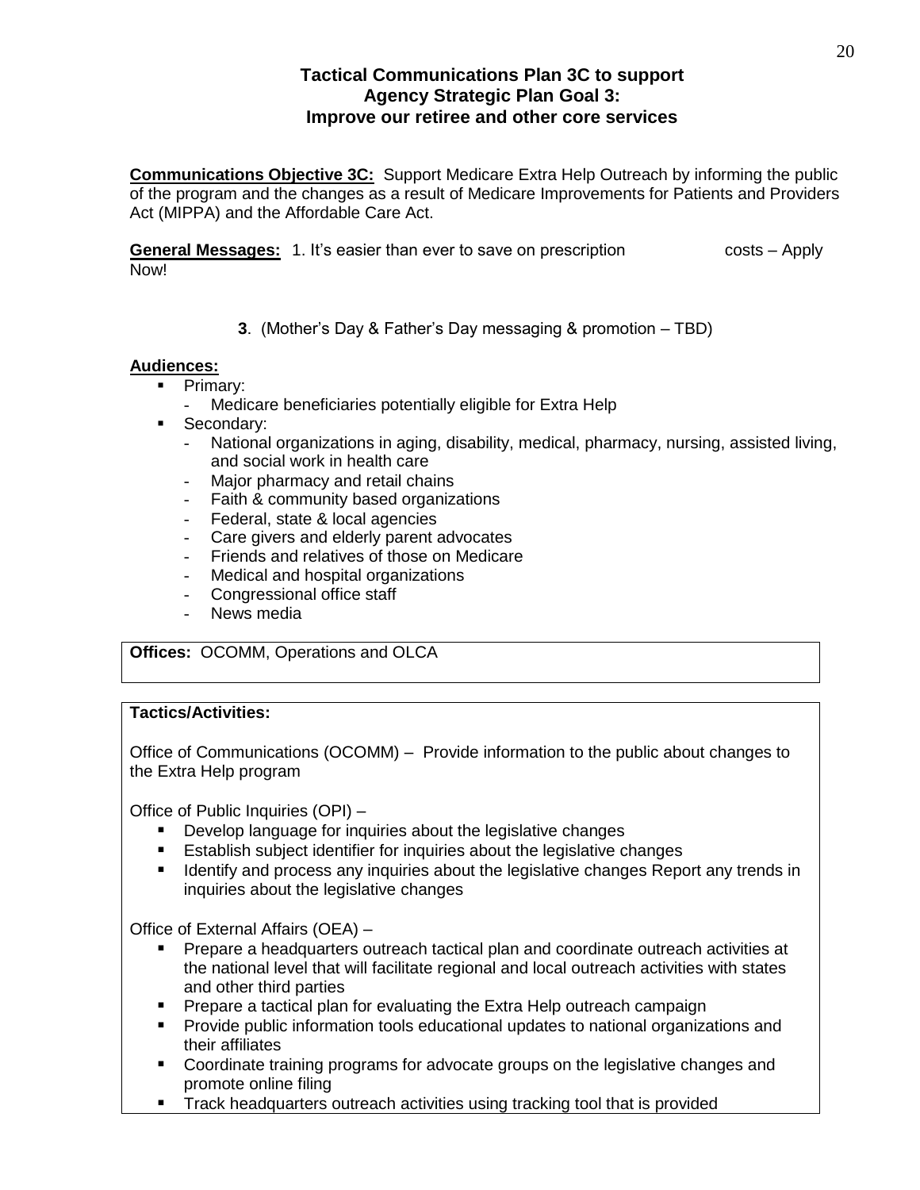### Tactical Communications Plan 3C to support Agency Strategic Plan Goal 3: Improve our retiree and other core services

**Communications Objective 3C:** Support Medicare Extra Help Outreach by informing the public of the program and the changes as a result of Medicare Improvements for Patients and Providers Act (MIPPA) and the Affordable Care Act.

**General Messages:** 1. It's easier than ever to save on prescription costs – Apply Now!

**3**. (Mother's Day & Father's Day messaging & promotion – TBD)

**Audiences:**

- Primary:
  - Medicare beneficiaries potentially eligible for Extra Help
- Secondary:
  - National organizations in aging, disability, medical, pharmacy, nursing, assisted living, and social work in health care
  - Major pharmacy and retail chains
  - Faith & community based organizations
  - Federal, state & local agencies
  - Care givers and elderly parent advocates
  - Friends and relatives of those on Medicare
  - Medical and hospital organizations
  - Congressional office staff
  - News media

**Offices:** OCOMM, Operations and OLCA

**Tactics/Activities:**

Office of Communications (OCOMM) – Provide information to the public about changes to the Extra Help program

Office of Public Inquiries (OPI) –

- Develop language for inquiries about the legislative changes
- Establish subject identifier for inquiries about the legislative changes
- Identify and process any inquiries about the legislative changes Report any trends in inquiries about the legislative changes

Office of External Affairs (OEA) –

- Prepare a headquarters outreach tactical plan and coordinate outreach activities at the national level that will facilitate regional and local outreach activities with states and other third parties
- Prepare a tactical plan for evaluating the Extra Help outreach campaign
- Provide public information tools educational updates to national organizations and their affiliates
- Coordinate training programs for advocate groups on the legislative changes and promote online filing
- Track headquarters outreach activities using tracking tool that is provided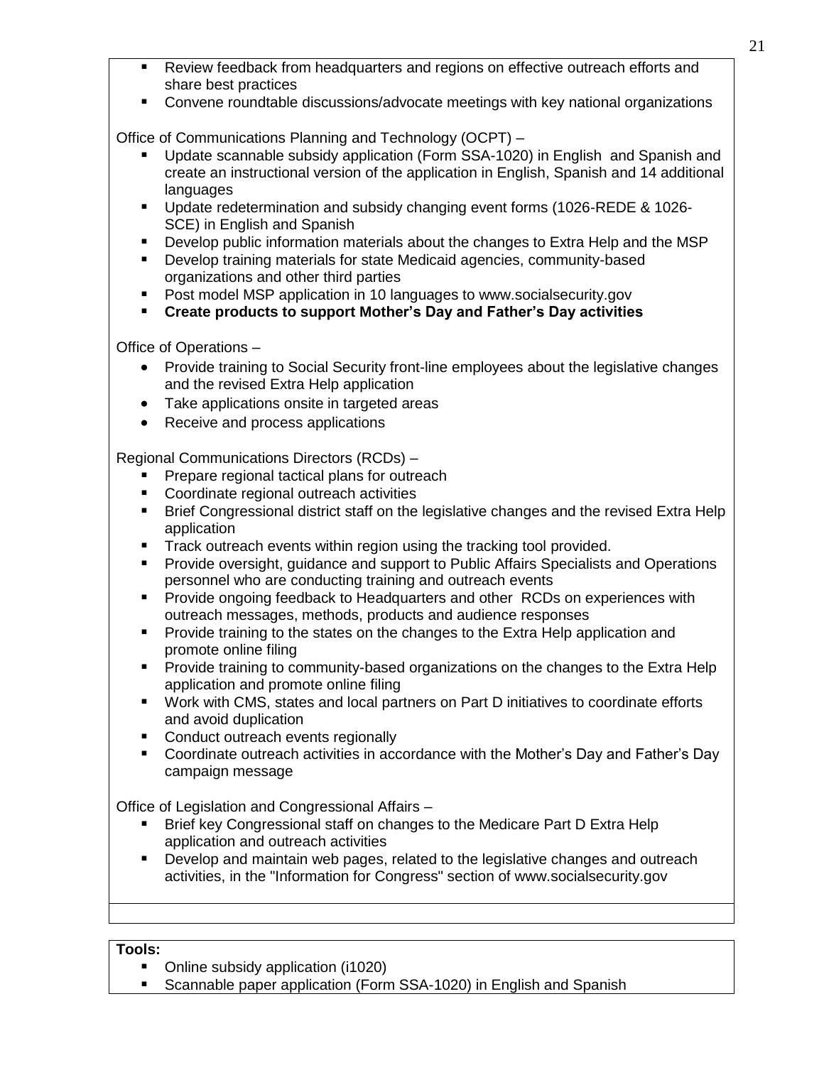- Review feedback from headquarters and regions on effective outreach efforts and share best practices
- Convene roundtable discussions/advocate meetings with key national organizations

Office of Communications Planning and Technology (OCPT) –

- Update scannable subsidy application (Form SSA-1020) in English and Spanish and create an instructional version of the application in English, Spanish and 14 additional languages
- Update redetermination and subsidy changing event forms (1026-REDE & 1026-SCE) in English and Spanish
- Develop public information materials about the changes to Extra Help and the MSP
- Develop training materials for state Medicaid agencies, community-based organizations and other third parties
- Post model MSP application in 10 languages to www.socialsecurity.gov
- **Create products to support Mother's Day and Father's Day activities**

Office of Operations –

- Provide training to Social Security front-line employees about the legislative changes and the revised Extra Help application
- Take applications onsite in targeted areas
- Receive and process applications

Regional Communications Directors (RCDs) –

- Prepare regional tactical plans for outreach
- Coordinate regional outreach activities
- Brief Congressional district staff on the legislative changes and the revised Extra Help application
- Track outreach events within region using the tracking tool provided.
- Provide oversight, guidance and support to Public Affairs Specialists and Operations personnel who are conducting training and outreach events
- Provide ongoing feedback to Headquarters and other RCDs on experiences with outreach messages, methods, products and audience responses
- Provide training to the states on the changes to the Extra Help application and promote online filing
- Provide training to community-based organizations on the changes to the Extra Help application and promote online filing
- Work with CMS, states and local partners on Part D initiatives to coordinate efforts and avoid duplication
- Conduct outreach events regionally
- Coordinate outreach activities in accordance with the Mother's Day and Father's Day campaign message

Office of Legislation and Congressional Affairs –

- Brief key Congressional staff on changes to the Medicare Part D Extra Help application and outreach activities
- Develop and maintain web pages, related to the legislative changes and outreach activities, in the "Information for Congress" section of www.socialsecurity.gov

**Tools:**

- Online subsidy application (i1020)
- Scannable paper application (Form SSA-1020) in English and Spanish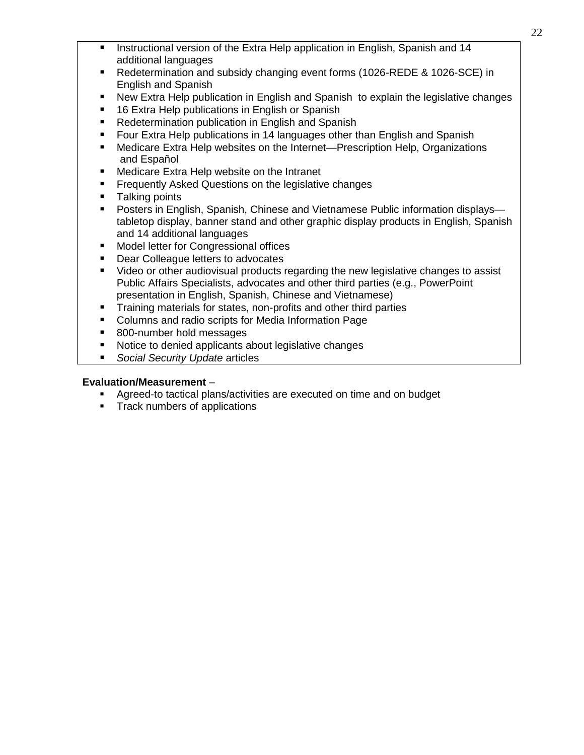- Instructional version of the Extra Help application in English, Spanish and 14 additional languages
- Redetermination and subsidy changing event forms (1026-REDE & 1026-SCE) in English and Spanish
- New Extra Help publication in English and Spanish to explain the legislative changes
- 16 Extra Help publications in English or Spanish
- Redetermination publication in English and Spanish
- Four Extra Help publications in 14 languages other than English and Spanish
- Medicare Extra Help websites on the Internet—Prescription Help, Organizations and Español
- Medicare Extra Help website on the Intranet
- Frequently Asked Questions on the legislative changes
- Talking points
- Posters in English, Spanish, Chinese and Vietnamese Public information displays—tabletop display, banner stand and other graphic display products in English, Spanish and 14 additional languages
- Model letter for Congressional offices
- Dear Colleague letters to advocates
- Video or other audiovisual products regarding the new legislative changes to assist Public Affairs Specialists, advocates and other third parties (e.g., PowerPoint presentation in English, Spanish, Chinese and Vietnamese)
- Training materials for states, non-profits and other third parties
- Columns and radio scripts for Media Information Page
- 800-number hold messages
- Notice to denied applicants about legislative changes
- *Social Security Update* articles

**Evaluation/Measurement** –

- Agreed-to tactical plans/activities are executed on time and on budget
- Track numbers of applications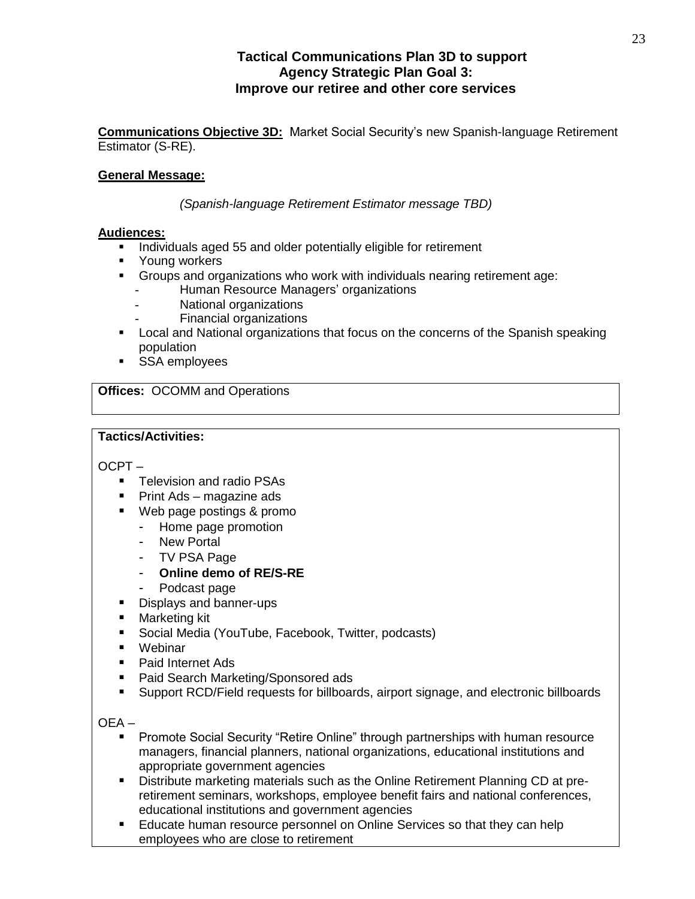## Tactical Communications Plan 3D to support Agency Strategic Plan Goal 3: Improve our retiree and other core services

**Communications Objective 3D:** Market Social Security's new Spanish-language Retirement Estimator (S-RE).

**General Message:**

*(Spanish-language Retirement Estimator message TBD)*

**Audiences:**

- Individuals aged 55 and older potentially eligible for retirement
- Young workers
- Groups and organizations who work with individuals nearing retirement age:
  - Human Resource Managers' organizations
  - National organizations
  - Financial organizations
- Local and National organizations that focus on the concerns of the Spanish speaking population
- SSA employees

**Offices:** OCOMM and Operations

**Tactics/Activities:**

OCPT –

- Television and radio PSAs
- Print Ads – magazine ads
- Web page postings & promo
  - Home page promotion
  - New Portal
  - TV PSA Page
  - **Online demo of RE/S-RE**
  - Podcast page
- Displays and banner-ups
- Marketing kit
- Social Media (YouTube, Facebook, Twitter, podcasts)
- Webinar
- Paid Internet Ads
- Paid Search Marketing/Sponsored ads
- Support RCD/Field requests for billboards, airport signage, and electronic billboards

OEA –

- Promote Social Security "Retire Online" through partnerships with human resource managers, financial planners, national organizations, educational institutions and appropriate government agencies
- Distribute marketing materials such as the Online Retirement Planning CD at pre-retirement seminars, workshops, employee benefit fairs and national conferences, educational institutions and government agencies
- Educate human resource personnel on Online Services so that they can help employees who are close to retirement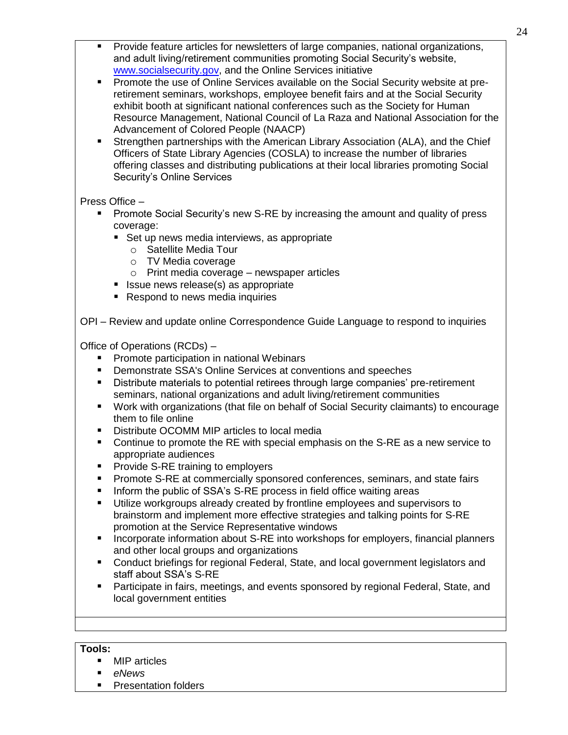- Provide feature articles for newsletters of large companies, national organizations, and adult living/retirement communities promoting Social Security's website, www.socialsecurity.gov, and the Online Services initiative
- Promote the use of Online Services available on the Social Security website at pre-retirement seminars, workshops, employee benefit fairs and at the Social Security exhibit booth at significant national conferences such as the Society for Human Resource Management, National Council of La Raza and National Association for the Advancement of Colored People (NAACP)
- Strengthen partnerships with the American Library Association (ALA), and the Chief Officers of State Library Agencies (COSLA) to increase the number of libraries offering classes and distributing publications at their local libraries promoting Social Security's Online Services

Press Office –

- Promote Social Security's new S-RE by increasing the amount and quality of press coverage:
  - Set up news media interviews, as appropriate
    - Satellite Media Tour
    - TV Media coverage
    - Print media coverage – newspaper articles
  - Issue news release(s) as appropriate
  - Respond to news media inquiries

OPI – Review and update online Correspondence Guide Language to respond to inquiries

Office of Operations (RCDs) –

- Promote participation in national Webinars
- Demonstrate SSA's Online Services at conventions and speeches
- Distribute materials to potential retirees through large companies' pre-retirement seminars, national organizations and adult living/retirement communities
- Work with organizations (that file on behalf of Social Security claimants) to encourage them to file online
- Distribute OCOMM MIP articles to local media
- Continue to promote the RE with special emphasis on the S-RE as a new service to appropriate audiences
- Provide S-RE training to employers
- Promote S-RE at commercially sponsored conferences, seminars, and state fairs
- Inform the public of SSA's S-RE process in field office waiting areas
- Utilize workgroups already created by frontline employees and supervisors to brainstorm and implement more effective strategies and talking points for S-RE promotion at the Service Representative windows
- Incorporate information about S-RE into workshops for employers, financial planners and other local groups and organizations
- Conduct briefings for regional Federal, State, and local government legislators and staff about SSA's S-RE
- Participate in fairs, meetings, and events sponsored by regional Federal, State, and local government entities

**Tools:**

- MIP articles
- *eNews*
- Presentation folders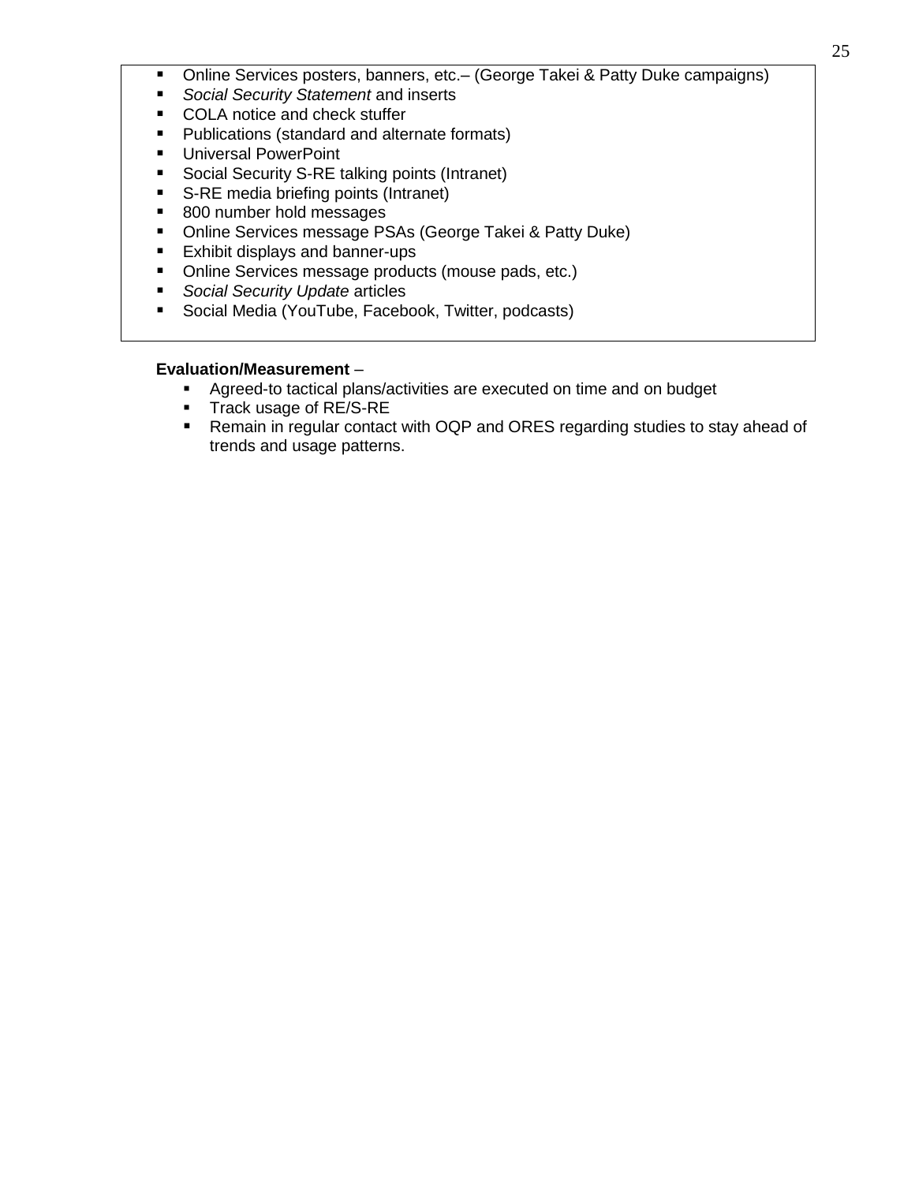- Online Services posters, banners, etc.– (George Takei & Patty Duke campaigns)
- *Social Security Statement* and inserts
- COLA notice and check stuffer
- Publications (standard and alternate formats)
- Universal PowerPoint
- Social Security S-RE talking points (Intranet)
- S-RE media briefing points (Intranet)
- 800 number hold messages
- Online Services message PSAs (George Takei & Patty Duke)
- Exhibit displays and banner-ups
- Online Services message products (mouse pads, etc.)
- *Social Security Update* articles
- Social Media (YouTube, Facebook, Twitter, podcasts)

**Evaluation/Measurement** –

- Agreed-to tactical plans/activities are executed on time and on budget
- Track usage of RE/S-RE
- Remain in regular contact with OQP and ORES regarding studies to stay ahead of trends and usage patterns.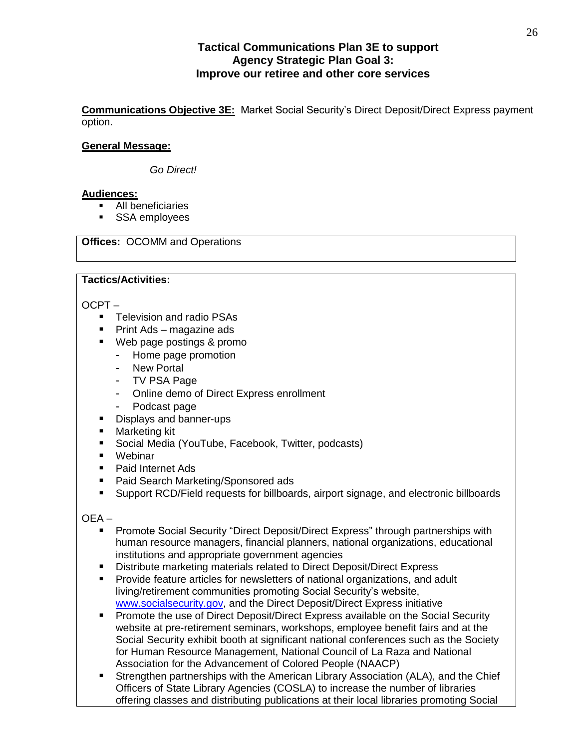## Tactical Communications Plan 3E to support Agency Strategic Plan Goal 3: Improve our retiree and other core services

**Communications Objective 3E:** Market Social Security's Direct Deposit/Direct Express payment option.

**General Message:**

*Go Direct!*

**Audiences:**

- All beneficiaries
- SSA employees

**Offices:** OCOMM and Operations

**Tactics/Activities:**

OCPT –

- Television and radio PSAs
- Print Ads – magazine ads
- Web page postings & promo
  - Home page promotion
  - New Portal
  - TV PSA Page
  - Online demo of Direct Express enrollment
  - Podcast page
- Displays and banner-ups
- Marketing kit
- Social Media (YouTube, Facebook, Twitter, podcasts)
- Webinar
- Paid Internet Ads
- Paid Search Marketing/Sponsored ads
- Support RCD/Field requests for billboards, airport signage, and electronic billboards

OEA –

- Promote Social Security "Direct Deposit/Direct Express" through partnerships with human resource managers, financial planners, national organizations, educational institutions and appropriate government agencies
- Distribute marketing materials related to Direct Deposit/Direct Express
- Provide feature articles for newsletters of national organizations, and adult living/retirement communities promoting Social Security's website, www.socialsecurity.gov, and the Direct Deposit/Direct Express initiative
- Promote the use of Direct Deposit/Direct Express available on the Social Security website at pre-retirement seminars, workshops, employee benefit fairs and at the Social Security exhibit booth at significant national conferences such as the Society for Human Resource Management, National Council of La Raza and National Association for the Advancement of Colored People (NAACP)
- Strengthen partnerships with the American Library Association (ALA), and the Chief Officers of State Library Agencies (COSLA) to increase the number of libraries offering classes and distributing publications at their local libraries promoting Social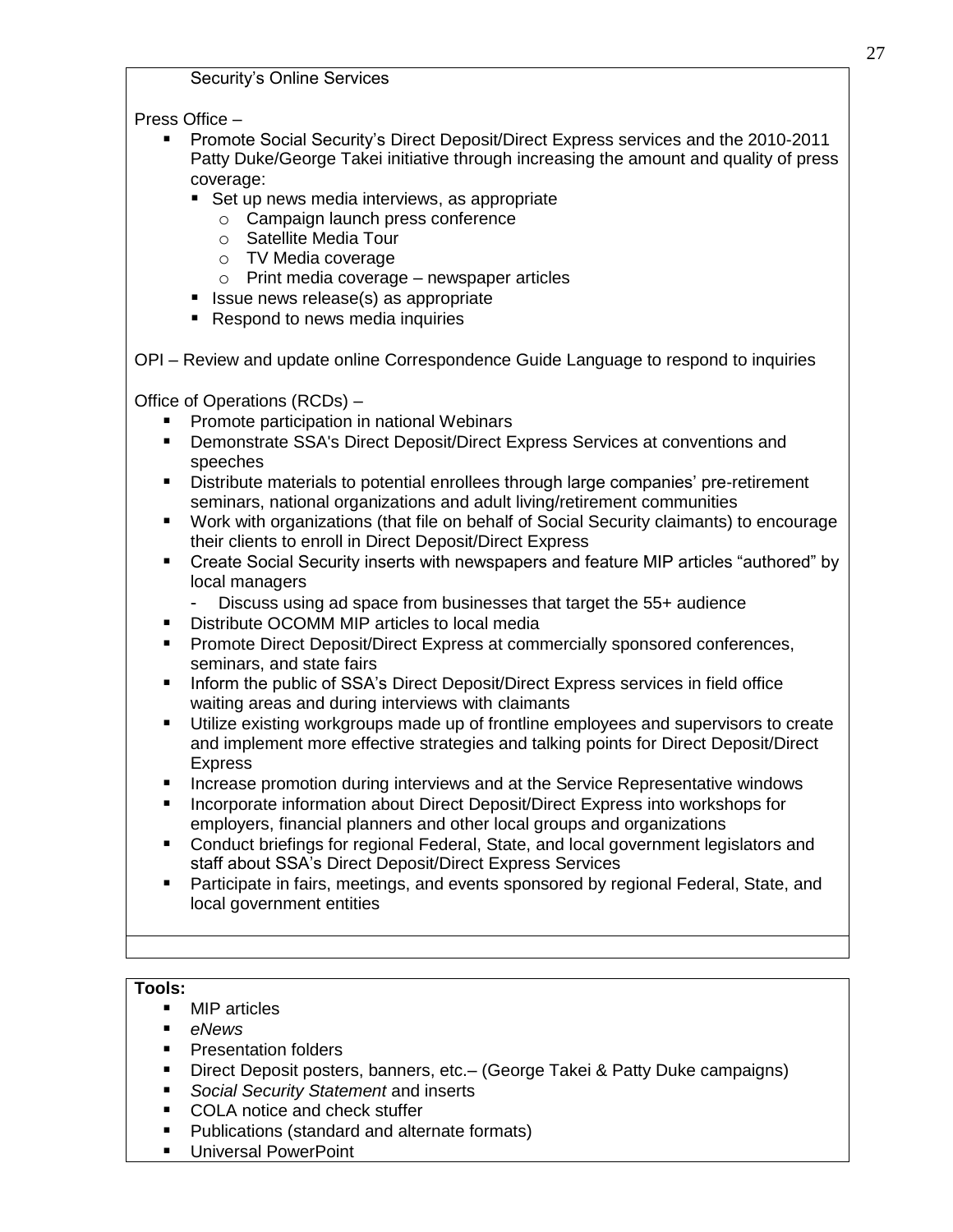Security's Online Services

Press Office –

- Promote Social Security's Direct Deposit/Direct Express services and the 2010-2011 Patty Duke/George Takei initiative through increasing the amount and quality of press coverage:
  - Set up news media interviews, as appropriate
    - Campaign launch press conference
    - Satellite Media Tour
    - TV Media coverage
    - Print media coverage – newspaper articles
  - Issue news release(s) as appropriate
  - Respond to news media inquiries

OPI – Review and update online Correspondence Guide Language to respond to inquiries

Office of Operations (RCDs) –

- Promote participation in national Webinars
- Demonstrate SSA's Direct Deposit/Direct Express Services at conventions and speeches
- Distribute materials to potential enrollees through large companies' pre-retirement seminars, national organizations and adult living/retirement communities
- Work with organizations (that file on behalf of Social Security claimants) to encourage their clients to enroll in Direct Deposit/Direct Express
- Create Social Security inserts with newspapers and feature MIP articles "authored" by local managers
  - Discuss using ad space from businesses that target the 55+ audience
- Distribute OCOMM MIP articles to local media
- Promote Direct Deposit/Direct Express at commercially sponsored conferences, seminars, and state fairs
- Inform the public of SSA's Direct Deposit/Direct Express services in field office waiting areas and during interviews with claimants
- Utilize existing workgroups made up of frontline employees and supervisors to create and implement more effective strategies and talking points for Direct Deposit/Direct Express
- Increase promotion during interviews and at the Service Representative windows
- Incorporate information about Direct Deposit/Direct Express into workshops for employers, financial planners and other local groups and organizations
- Conduct briefings for regional Federal, State, and local government legislators and staff about SSA's Direct Deposit/Direct Express Services
- Participate in fairs, meetings, and events sponsored by regional Federal, State, and local government entities

**Tools:**

- MIP articles
- *eNews*
- Presentation folders
- Direct Deposit posters, banners, etc.– (George Takei & Patty Duke campaigns)
- *Social Security Statement* and inserts
- COLA notice and check stuffer
- Publications (standard and alternate formats)
- Universal PowerPoint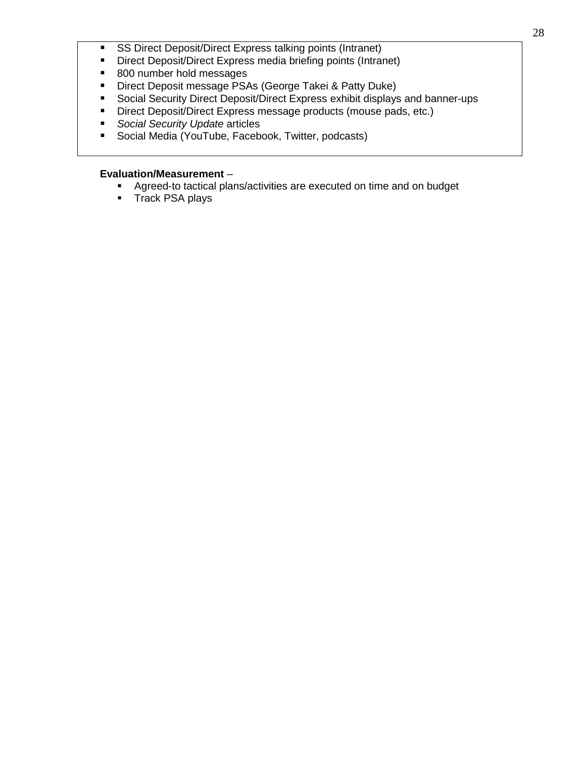- SS Direct Deposit/Direct Express talking points (Intranet)
- Direct Deposit/Direct Express media briefing points (Intranet)
- 800 number hold messages
- Direct Deposit message PSAs (George Takei & Patty Duke)
- Social Security Direct Deposit/Direct Express exhibit displays and banner-ups
- Direct Deposit/Direct Express message products (mouse pads, etc.)
- *Social Security Update* articles
- Social Media (YouTube, Facebook, Twitter, podcasts)

**Evaluation/Measurement** –

- Agreed-to tactical plans/activities are executed on time and on budget
- Track PSA plays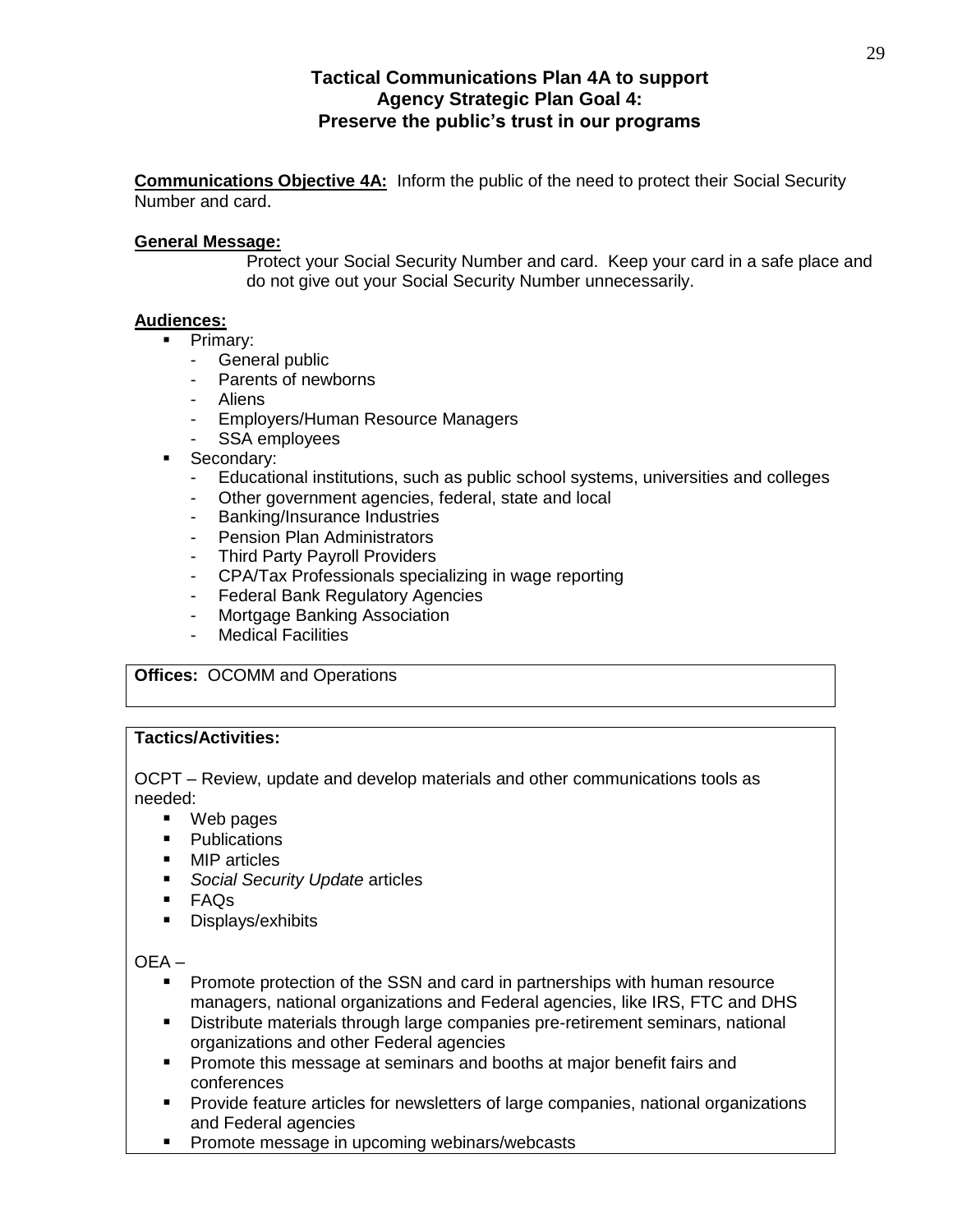## Tactical Communications Plan 4A to support Agency Strategic Plan Goal 4: Preserve the public's trust in our programs

**Communications Objective 4A:** Inform the public of the need to protect their Social Security Number and card.

**General Message:**

Protect your Social Security Number and card. Keep your card in a safe place and do not give out your Social Security Number unnecessarily.

**Audiences:**

- Primary:
  - General public
  - Parents of newborns
  - Aliens
  - Employers/Human Resource Managers
  - SSA employees
- Secondary:
  - Educational institutions, such as public school systems, universities and colleges
  - Other government agencies, federal, state and local
  - Banking/Insurance Industries
  - Pension Plan Administrators
  - Third Party Payroll Providers
  - CPA/Tax Professionals specializing in wage reporting
  - Federal Bank Regulatory Agencies
  - Mortgage Banking Association
  - Medical Facilities

**Offices:** OCOMM and Operations

**Tactics/Activities:**

OCPT – Review, update and develop materials and other communications tools as needed:

- Web pages
- Publications
- MIP articles
- *Social Security Update* articles
- FAQs
- Displays/exhibits

OEA –

- Promote protection of the SSN and card in partnerships with human resource managers, national organizations and Federal agencies, like IRS, FTC and DHS
- Distribute materials through large companies pre-retirement seminars, national organizations and other Federal agencies
- Promote this message at seminars and booths at major benefit fairs and conferences
- Provide feature articles for newsletters of large companies, national organizations and Federal agencies
- Promote message in upcoming webinars/webcasts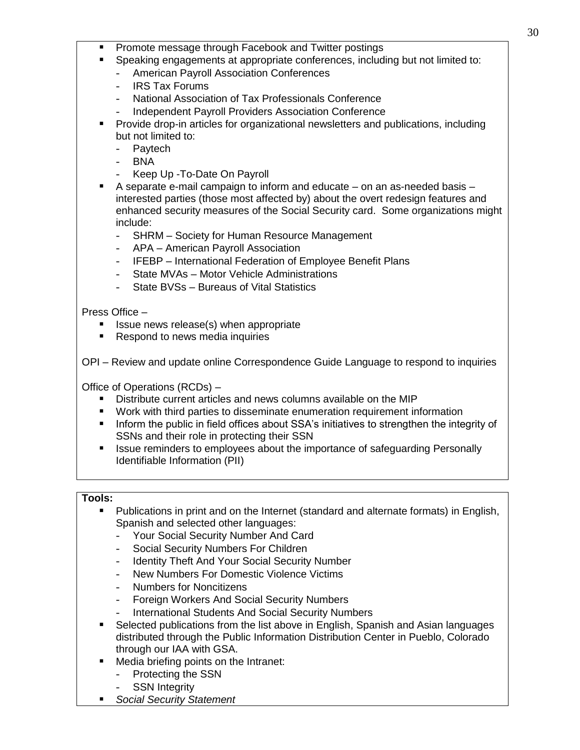- Promote message through Facebook and Twitter postings
- Speaking engagements at appropriate conferences, including but not limited to:
  - American Payroll Association Conferences
  - IRS Tax Forums
  - National Association of Tax Professionals Conference
  - Independent Payroll Providers Association Conference
- Provide drop-in articles for organizational newsletters and publications, including but not limited to:
  - Paytech
  - BNA
  - Keep Up -To-Date On Payroll
- A separate e-mail campaign to inform and educate – on an as-needed basis – interested parties (those most affected by) about the overt redesign features and enhanced security measures of the Social Security card. Some organizations might include:
  - SHRM – Society for Human Resource Management
  - APA – American Payroll Association
  - IFEBP – International Federation of Employee Benefit Plans
  - State MVAs – Motor Vehicle Administrations
  - State BVSs – Bureaus of Vital Statistics

Press Office –

- Issue news release(s) when appropriate
- Respond to news media inquiries

OPI – Review and update online Correspondence Guide Language to respond to inquiries

Office of Operations (RCDs) –

- Distribute current articles and news columns available on the MIP
- Work with third parties to disseminate enumeration requirement information
- Inform the public in field offices about SSA's initiatives to strengthen the integrity of SSNs and their role in protecting their SSN
- Issue reminders to employees about the importance of safeguarding Personally Identifiable Information (PII)

**Tools:**

- Publications in print and on the Internet (standard and alternate formats) in English, Spanish and selected other languages:
  - Your Social Security Number And Card
  - Social Security Numbers For Children
  - Identity Theft And Your Social Security Number
  - New Numbers For Domestic Violence Victims
  - Numbers for Noncitizens
  - Foreign Workers And Social Security Numbers
  - International Students And Social Security Numbers
- Selected publications from the list above in English, Spanish and Asian languages distributed through the Public Information Distribution Center in Pueblo, Colorado through our IAA with GSA.
- Media briefing points on the Intranet:
  - Protecting the SSN
  - SSN Integrity
- *Social Security Statement*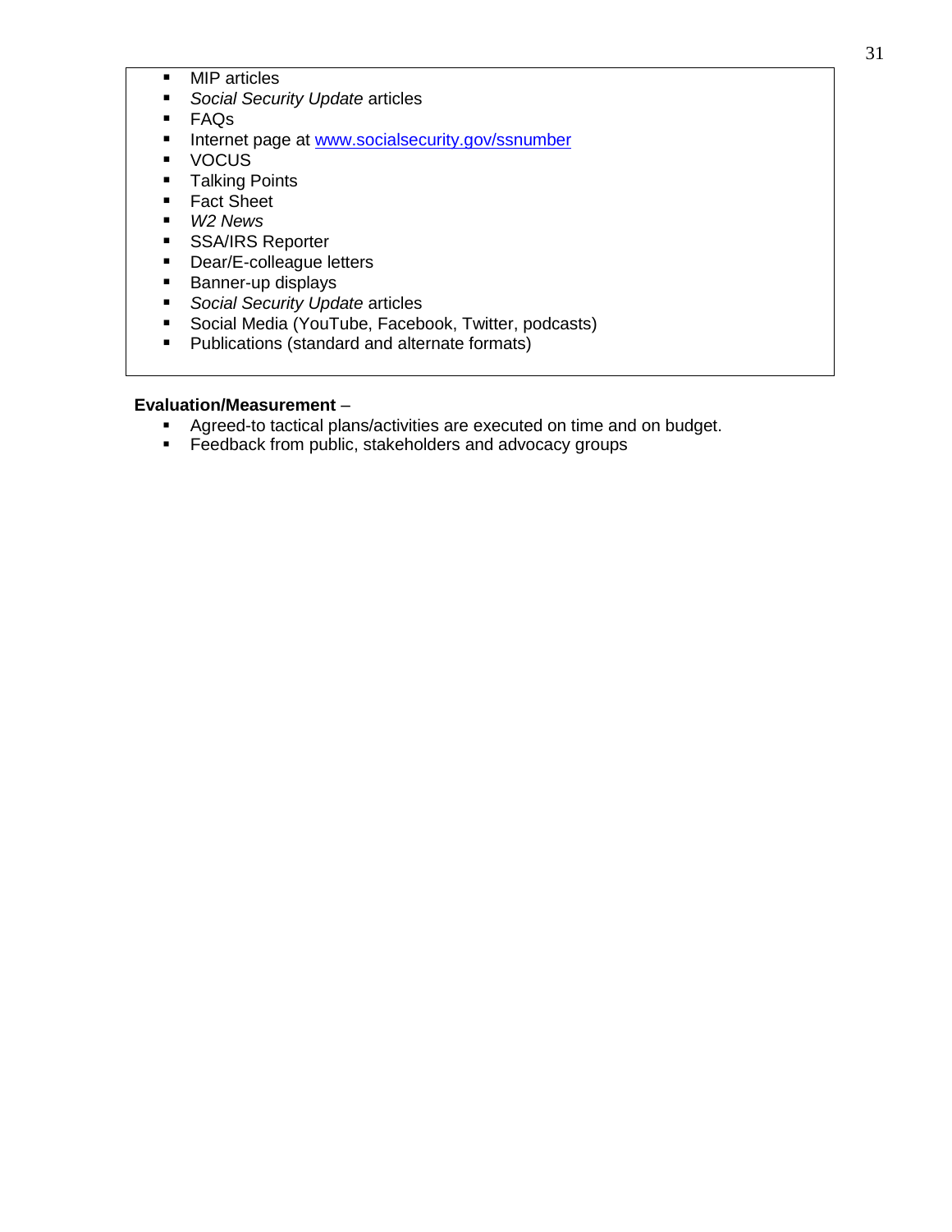- MIP articles
- *Social Security Update* articles
- FAQs
- Internet page at [www.socialsecurity.gov/ssnumber](www.socialsecurity.gov/ssnumber)
- VOCUS
- Talking Points
- Fact Sheet
- *W2 News*
- SSA/IRS Reporter
- Dear/E-colleague letters
- Banner-up displays
- *Social Security Update* articles
- Social Media (YouTube, Facebook, Twitter, podcasts)
- Publications (standard and alternate formats)

**Evaluation/Measurement** –

- Agreed-to tactical plans/activities are executed on time and on budget.
- Feedback from public, stakeholders and advocacy groups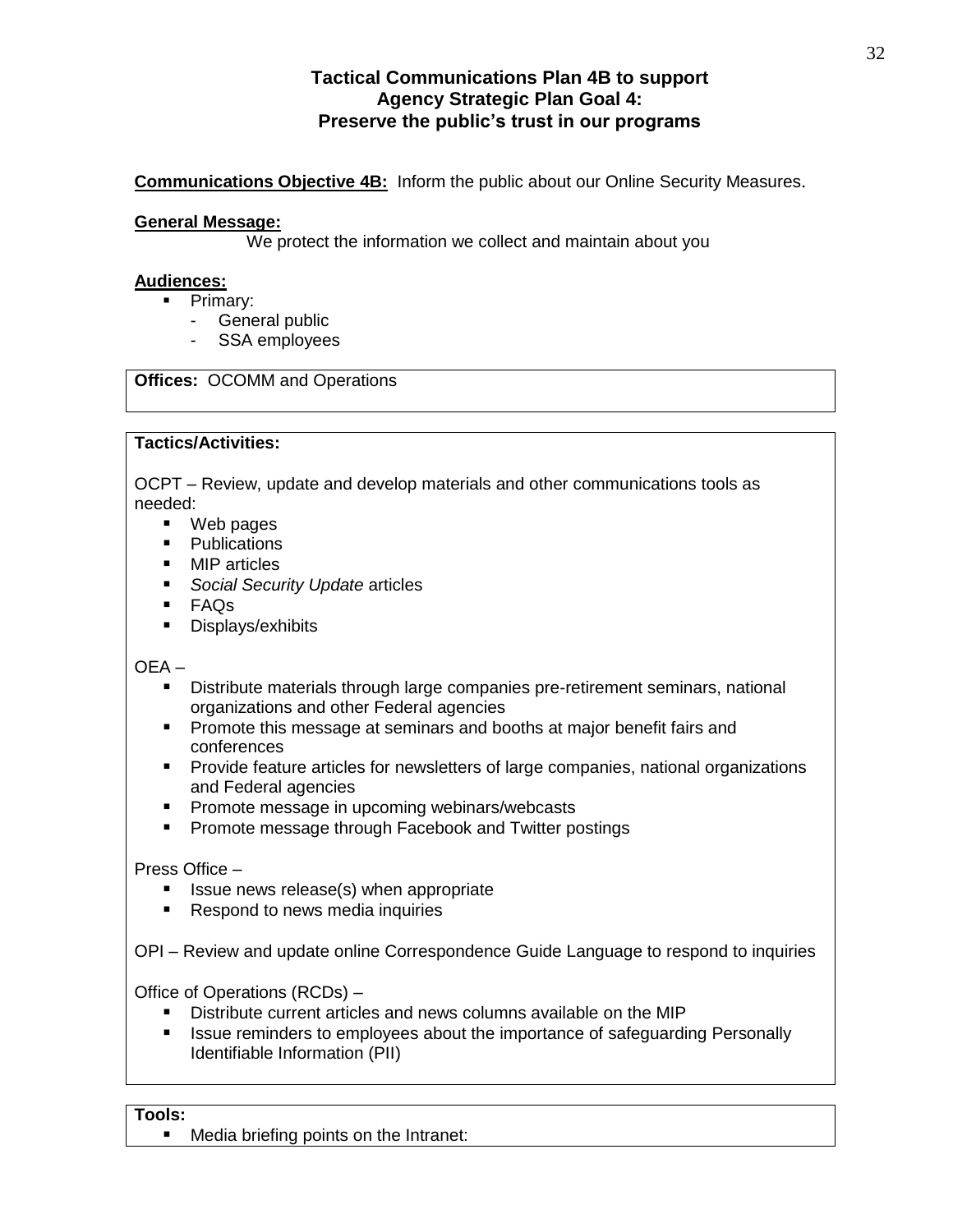### Tactical Communications Plan 4B to support Agency Strategic Plan Goal 4: Preserve the public's trust in our programs

**Communications Objective 4B:** Inform the public about our Online Security Measures.

**General Message:**

We protect the information we collect and maintain about you

**Audiences:**

- Primary:
  - General public
  - SSA employees

**Offices:** OCOMM and Operations

**Tactics/Activities:**

OCPT – Review, update and develop materials and other communications tools as needed:

- Web pages
- Publications
- MIP articles
- *Social Security Update* articles
- FAQs
- Displays/exhibits

OEA –

- Distribute materials through large companies pre-retirement seminars, national organizations and other Federal agencies
- Promote this message at seminars and booths at major benefit fairs and conferences
- Provide feature articles for newsletters of large companies, national organizations and Federal agencies
- Promote message in upcoming webinars/webcasts
- Promote message through Facebook and Twitter postings

Press Office –

- Issue news release(s) when appropriate
- Respond to news media inquiries

OPI – Review and update online Correspondence Guide Language to respond to inquiries

Office of Operations (RCDs) –

- Distribute current articles and news columns available on the MIP
- Issue reminders to employees about the importance of safeguarding Personally Identifiable Information (PII)

**Tools:**

- Media briefing points on the Intranet: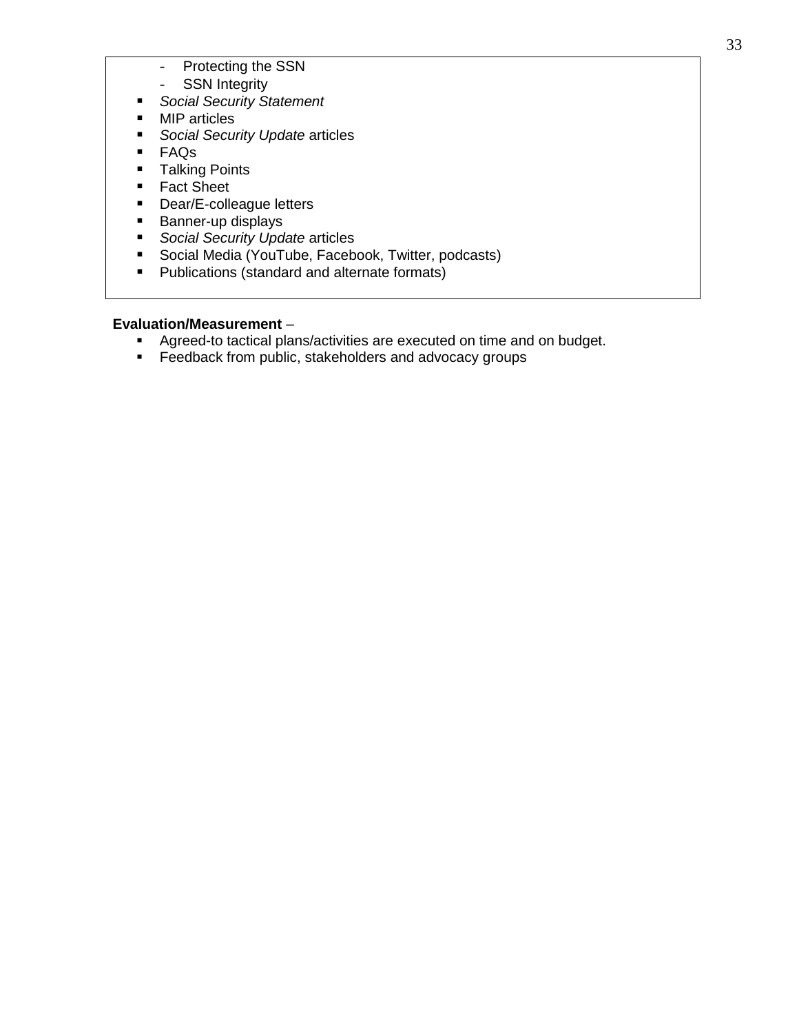- Protecting the SSN
  - SSN Integrity
- *Social Security Statement*
- MIP articles
- *Social Security Update* articles
- FAQs
- Talking Points
- Fact Sheet
- Dear/E-colleague letters
- Banner-up displays
- *Social Security Update* articles
- Social Media (YouTube, Facebook, Twitter, podcasts)
- Publications (standard and alternate formats)

**Evaluation/Measurement** –

- Agreed-to tactical plans/activities are executed on time and on budget.
- Feedback from public, stakeholders and advocacy groups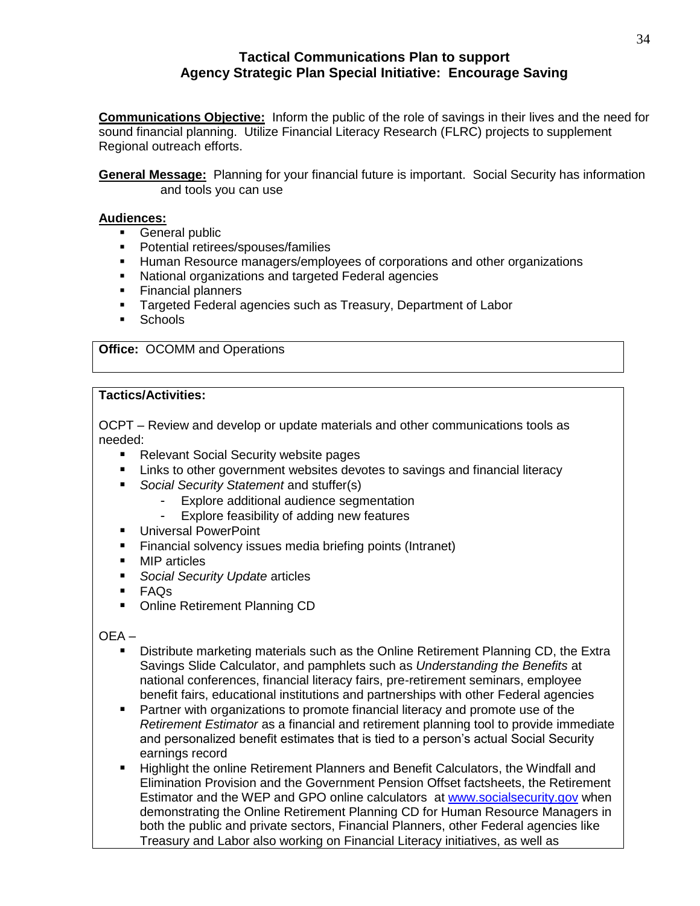## Tactical Communications Plan to support Agency Strategic Plan Special Initiative: Encourage Saving

**Communications Objective:** Inform the public of the role of savings in their lives and the need for sound financial planning. Utilize Financial Literacy Research (FLRC) projects to supplement Regional outreach efforts.

**General Message:** Planning for your financial future is important. Social Security has information and tools you can use

**Audiences:**

- General public
- Potential retirees/spouses/families
- Human Resource managers/employees of corporations and other organizations
- National organizations and targeted Federal agencies
- Financial planners
- Targeted Federal agencies such as Treasury, Department of Labor
- Schools

**Office:** OCOMM and Operations

**Tactics/Activities:**

OCPT – Review and develop or update materials and other communications tools as needed:

- Relevant Social Security website pages
- Links to other government websites devotes to savings and financial literacy
- *Social Security Statement* and stuffer(s)
  - Explore additional audience segmentation
  - Explore feasibility of adding new features
- Universal PowerPoint
- Financial solvency issues media briefing points (Intranet)
- MIP articles
- *Social Security Update* articles
- FAQs
- Online Retirement Planning CD

OEA –

- Distribute marketing materials such as the Online Retirement Planning CD, the Extra Savings Slide Calculator, and pamphlets such as *Understanding the Benefits* at national conferences, financial literacy fairs, pre-retirement seminars, employee benefit fairs, educational institutions and partnerships with other Federal agencies
- Partner with organizations to promote financial literacy and promote use of the *Retirement Estimator* as a financial and retirement planning tool to provide immediate and personalized benefit estimates that is tied to a person's actual Social Security earnings record
- Highlight the online Retirement Planners and Benefit Calculators, the Windfall and Elimination Provision and the Government Pension Offset factsheets, the Retirement Estimator and the WEP and GPO online calculators at www.socialsecurity.gov when demonstrating the Online Retirement Planning CD for Human Resource Managers in both the public and private sectors, Financial Planners, other Federal agencies like Treasury and Labor also working on Financial Literacy initiatives, as well as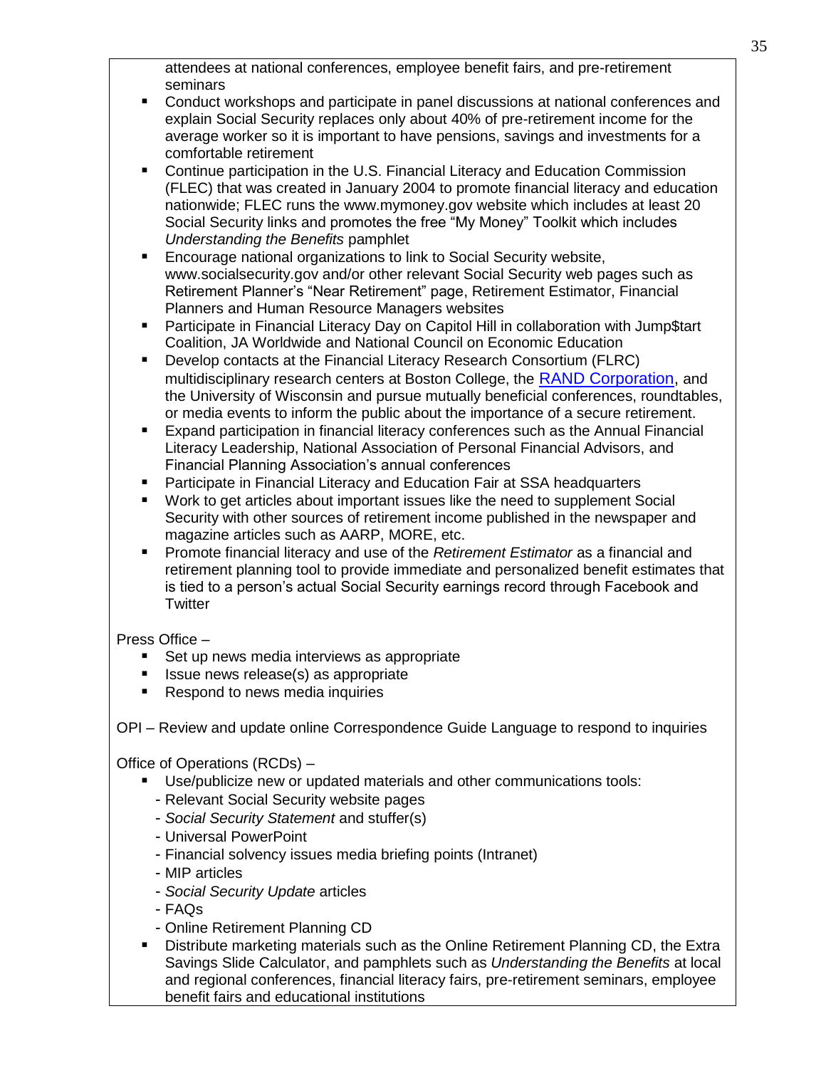attendees at national conferences, employee benefit fairs, and pre-retirement seminars

- Conduct workshops and participate in panel discussions at national conferences and explain Social Security replaces only about 40% of pre-retirement income for the average worker so it is important to have pensions, savings and investments for a comfortable retirement
- Continue participation in the U.S. Financial Literacy and Education Commission (FLEC) that was created in January 2004 to promote financial literacy and education nationwide; FLEC runs the www.mymoney.gov website which includes at least 20 Social Security links and promotes the free "My Money" Toolkit which includes *Understanding the Benefits* pamphlet
- Encourage national organizations to link to Social Security website, www.socialsecurity.gov and/or other relevant Social Security web pages such as Retirement Planner's "Near Retirement" page, Retirement Estimator, Financial Planners and Human Resource Managers websites
- Participate in Financial Literacy Day on Capitol Hill in collaboration with Jump$tart Coalition, JA Worldwide and National Council on Economic Education
- Develop contacts at the Financial Literacy Research Consortium (FLRC) multidisciplinary research centers at Boston College, the [RAND Corporation](), and the University of Wisconsin and pursue mutually beneficial conferences, roundtables, or media events to inform the public about the importance of a secure retirement.
- Expand participation in financial literacy conferences such as the Annual Financial Literacy Leadership, National Association of Personal Financial Advisors, and Financial Planning Association's annual conferences
- Participate in Financial Literacy and Education Fair at SSA headquarters
- Work to get articles about important issues like the need to supplement Social Security with other sources of retirement income published in the newspaper and magazine articles such as AARP, MORE, etc.
- Promote financial literacy and use of the *Retirement Estimator* as a financial and retirement planning tool to provide immediate and personalized benefit estimates that is tied to a person's actual Social Security earnings record through Facebook and Twitter

Press Office –

- Set up news media interviews as appropriate
- Issue news release(s) as appropriate
- Respond to news media inquiries

OPI – Review and update online Correspondence Guide Language to respond to inquiries

Office of Operations (RCDs) –

- Use/publicize new or updated materials and other communications tools:
  - Relevant Social Security website pages
  - *Social Security Statement* and stuffer(s)
  - Universal PowerPoint
  - Financial solvency issues media briefing points (Intranet)
  - MIP articles
  - *Social Security Update* articles
  - FAQs
  - Online Retirement Planning CD
- Distribute marketing materials such as the Online Retirement Planning CD, the Extra Savings Slide Calculator, and pamphlets such as *Understanding the Benefits* at local and regional conferences, financial literacy fairs, pre-retirement seminars, employee benefit fairs and educational institutions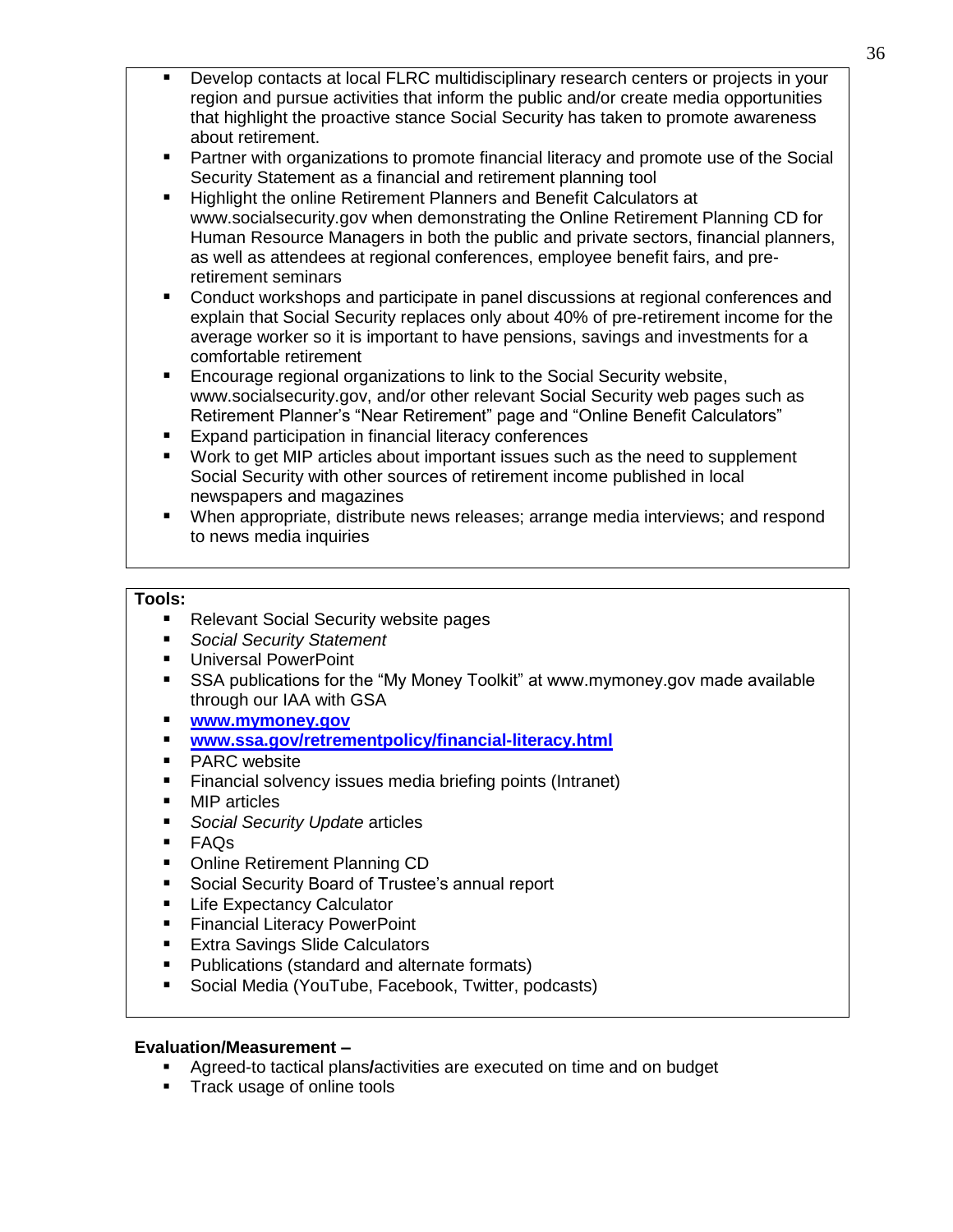- Develop contacts at local FLRC multidisciplinary research centers or projects in your region and pursue activities that inform the public and/or create media opportunities that highlight the proactive stance Social Security has taken to promote awareness about retirement.
- Partner with organizations to promote financial literacy and promote use of the Social Security Statement as a financial and retirement planning tool
- Highlight the online Retirement Planners and Benefit Calculators at www.socialsecurity.gov when demonstrating the Online Retirement Planning CD for Human Resource Managers in both the public and private sectors, financial planners, as well as attendees at regional conferences, employee benefit fairs, and pre-retirement seminars
- Conduct workshops and participate in panel discussions at regional conferences and explain that Social Security replaces only about 40% of pre-retirement income for the average worker so it is important to have pensions, savings and investments for a comfortable retirement
- Encourage regional organizations to link to the Social Security website, www.socialsecurity.gov, and/or other relevant Social Security web pages such as Retirement Planner's "Near Retirement" page and "Online Benefit Calculators"
- Expand participation in financial literacy conferences
- Work to get MIP articles about important issues such as the need to supplement Social Security with other sources of retirement income published in local newspapers and magazines
- When appropriate, distribute news releases; arrange media interviews; and respond to news media inquiries

**Tools:**

- Relevant Social Security website pages
- *Social Security Statement*
- Universal PowerPoint
- SSA publications for the "My Money Toolkit" at www.mymoney.gov made available through our IAA with GSA
- **www.mymoney.gov**
- **www.ssa.gov/retrementpolicy/financial-literacy.html**
- PARC website
- Financial solvency issues media briefing points (Intranet)
- MIP articles
- *Social Security Update* articles
- FAQs
- Online Retirement Planning CD
- Social Security Board of Trustee's annual report
- Life Expectancy Calculator
- Financial Literacy PowerPoint
- Extra Savings Slide Calculators
- Publications (standard and alternate formats)
- Social Media (YouTube, Facebook, Twitter, podcasts)

**Evaluation/Measurement –**

- Agreed-to tactical plans**/**activities are executed on time and on budget
- Track usage of online tools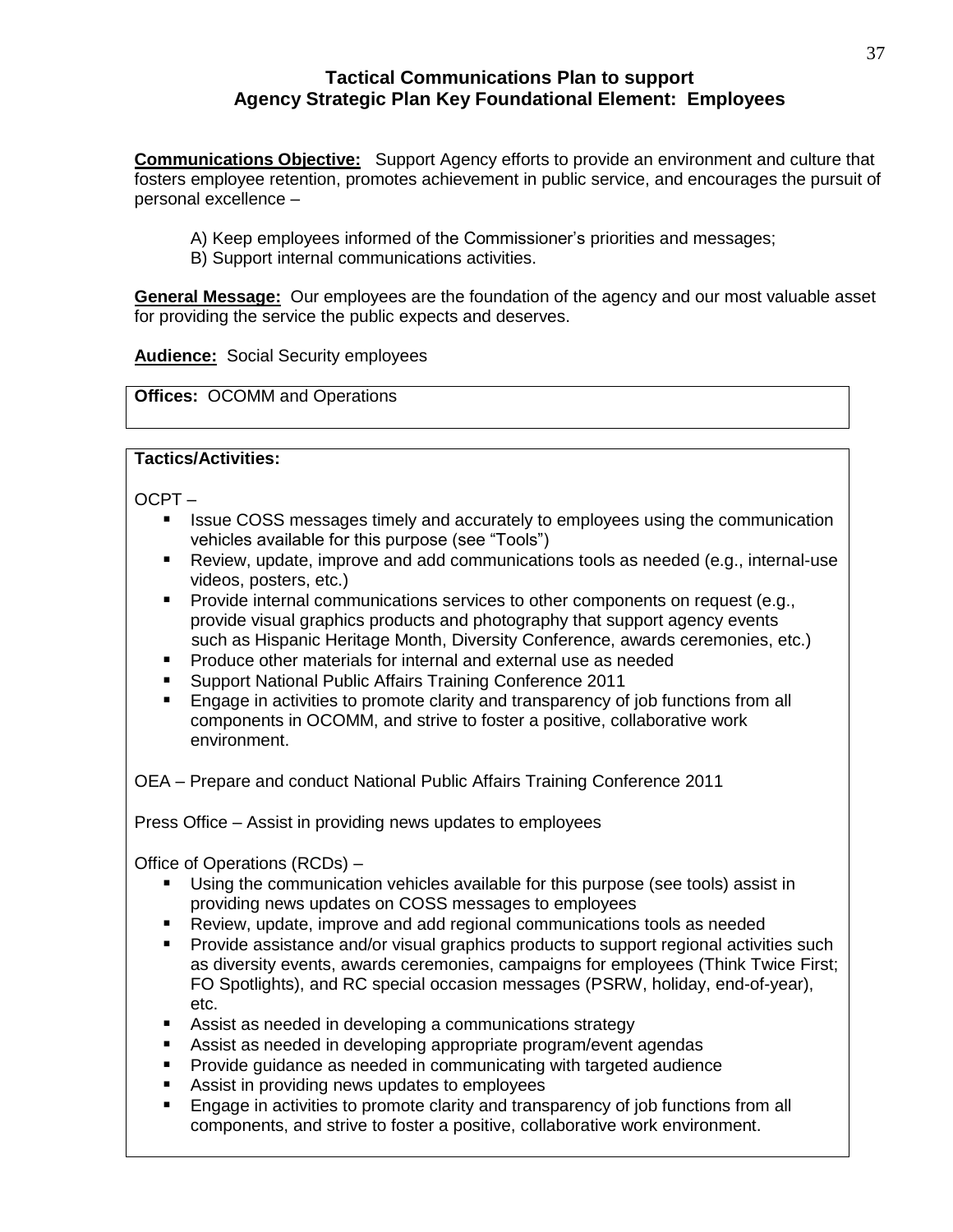## Tactical Communications Plan to support Agency Strategic Plan Key Foundational Element: Employees

**Communications Objective:** Support Agency efforts to provide an environment and culture that fosters employee retention, promotes achievement in public service, and encourages the pursuit of personal excellence –

A) Keep employees informed of the Commissioner's priorities and messages;
B) Support internal communications activities.

**General Message:** Our employees are the foundation of the agency and our most valuable asset for providing the service the public expects and deserves.

**Audience:** Social Security employees

**Offices:** OCOMM and Operations

**Tactics/Activities:**

OCPT –

- Issue COSS messages timely and accurately to employees using the communication vehicles available for this purpose (see "Tools")
- Review, update, improve and add communications tools as needed (e.g., internal-use videos, posters, etc.)
- Provide internal communications services to other components on request (e.g., provide visual graphics products and photography that support agency events such as Hispanic Heritage Month, Diversity Conference, awards ceremonies, etc.)
- Produce other materials for internal and external use as needed
- Support National Public Affairs Training Conference 2011
- Engage in activities to promote clarity and transparency of job functions from all components in OCOMM, and strive to foster a positive, collaborative work environment.

OEA – Prepare and conduct National Public Affairs Training Conference 2011

Press Office – Assist in providing news updates to employees

Office of Operations (RCDs) –

- Using the communication vehicles available for this purpose (see tools) assist in providing news updates on COSS messages to employees
- Review, update, improve and add regional communications tools as needed
- Provide assistance and/or visual graphics products to support regional activities such as diversity events, awards ceremonies, campaigns for employees (Think Twice First; FO Spotlights), and RC special occasion messages (PSRW, holiday, end-of-year), etc.
- Assist as needed in developing a communications strategy
- Assist as needed in developing appropriate program/event agendas
- Provide guidance as needed in communicating with targeted audience
- Assist in providing news updates to employees
- Engage in activities to promote clarity and transparency of job functions from all components, and strive to foster a positive, collaborative work environment.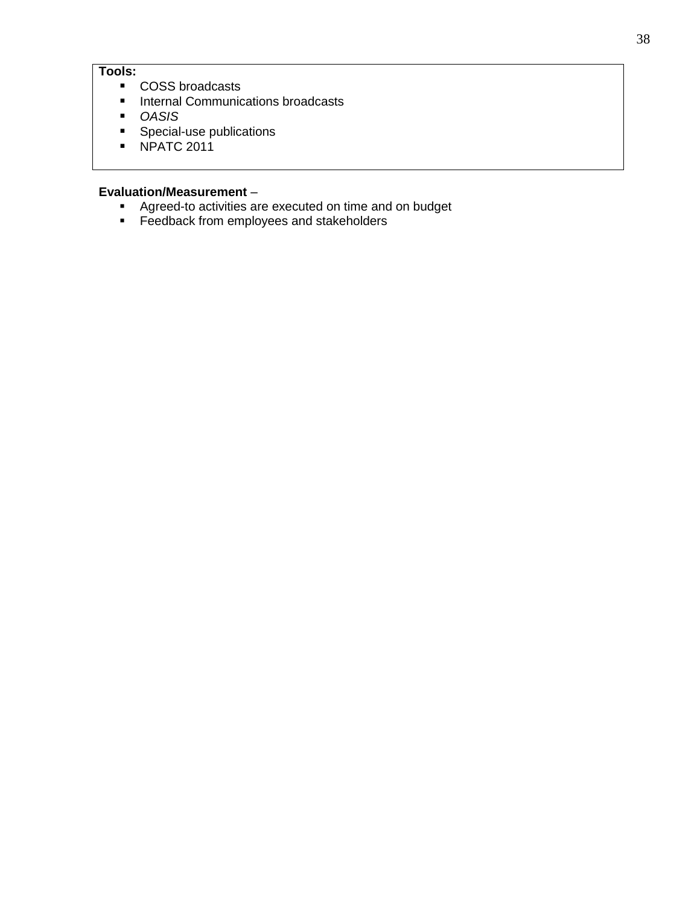**Tools:**

- COSS broadcasts
- Internal Communications broadcasts
- *OASIS*
- Special-use publications
- NPATC 2011

**Evaluation/Measurement** –

- Agreed-to activities are executed on time and on budget
- Feedback from employees and stakeholders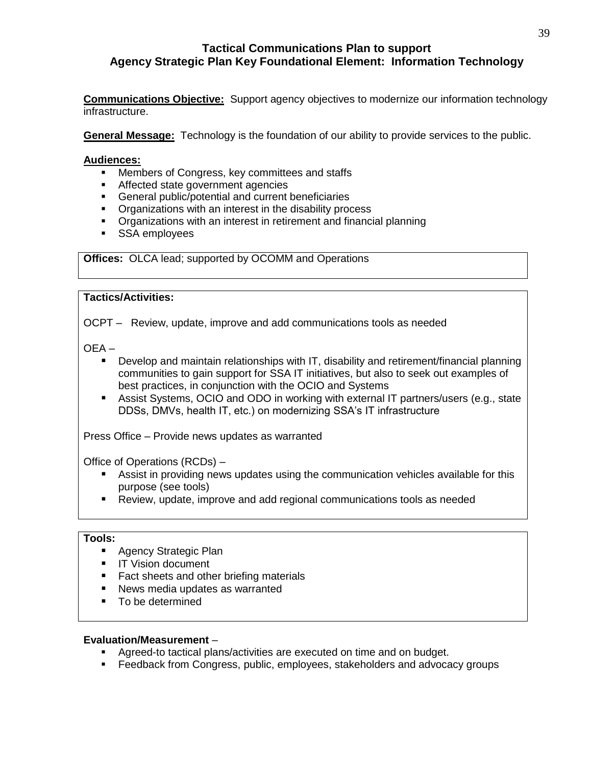## Tactical Communications Plan to support
## Agency Strategic Plan Key Foundational Element: Information Technology

**Communications Objective:** Support agency objectives to modernize our information technology infrastructure.

**General Message:** Technology is the foundation of our ability to provide services to the public.

**Audiences:**

- Members of Congress, key committees and staffs
- Affected state government agencies
- General public/potential and current beneficiaries
- Organizations with an interest in the disability process
- Organizations with an interest in retirement and financial planning
- SSA employees

**Offices:** OLCA lead; supported by OCOMM and Operations

**Tactics/Activities:**

OCPT – Review, update, improve and add communications tools as needed

OEA –

- Develop and maintain relationships with IT, disability and retirement/financial planning communities to gain support for SSA IT initiatives, but also to seek out examples of best practices, in conjunction with the OCIO and Systems
- Assist Systems, OCIO and ODO in working with external IT partners/users (e.g., state DDSs, DMVs, health IT, etc.) on modernizing SSA's IT infrastructure

Press Office – Provide news updates as warranted

Office of Operations (RCDs) –

- Assist in providing news updates using the communication vehicles available for this purpose (see tools)
- Review, update, improve and add regional communications tools as needed

**Tools:**

- Agency Strategic Plan
- IT Vision document
- Fact sheets and other briefing materials
- News media updates as warranted
- To be determined

**Evaluation/Measurement** –

- Agreed-to tactical plans/activities are executed on time and on budget.
- Feedback from Congress, public, employees, stakeholders and advocacy groups